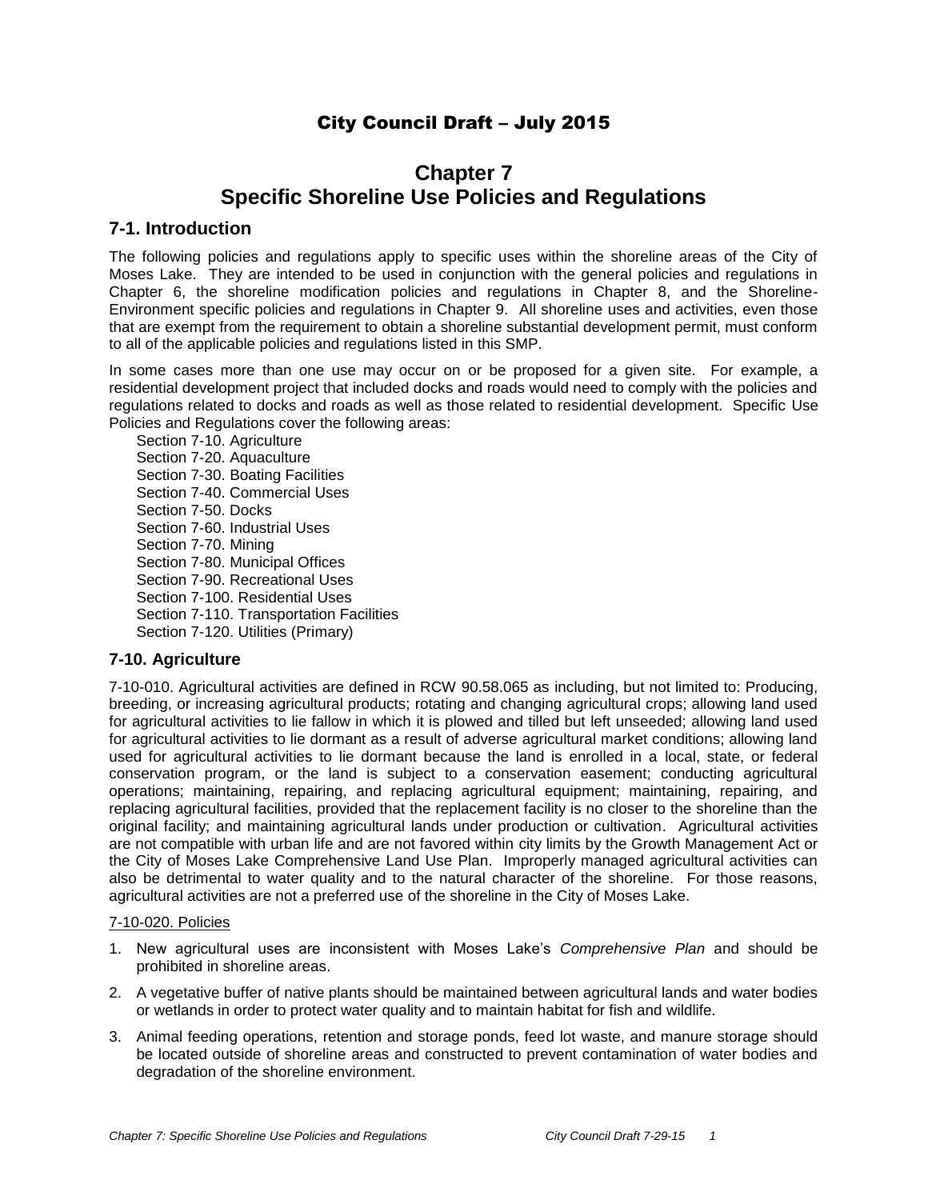City Council Draft – July 2015

# Chapter 7
# Specific Shoreline Use Policies and Regulations

## 7-1. Introduction

The following policies and regulations apply to specific uses within the shoreline areas of the City of Moses Lake. They are intended to be used in conjunction with the general policies and regulations in Chapter 6, the shoreline modification policies and regulations in Chapter 8, and the Shoreline-Environment specific policies and regulations in Chapter 9. All shoreline uses and activities, even those that are exempt from the requirement to obtain a shoreline substantial development permit, must conform to all of the applicable policies and regulations listed in this SMP.

In some cases more than one use may occur on or be proposed for a given site. For example, a residential development project that included docks and roads would need to comply with the policies and regulations related to docks and roads as well as those related to residential development. Specific Use Policies and Regulations cover the following areas:

Section 7-10. Agriculture
Section 7-20. Aquaculture
Section 7-30. Boating Facilities
Section 7-40. Commercial Uses
Section 7-50. Docks
Section 7-60. Industrial Uses
Section 7-70. Mining
Section 7-80. Municipal Offices
Section 7-90. Recreational Uses
Section 7-100. Residential Uses
Section 7-110. Transportation Facilities
Section 7-120. Utilities (Primary)

## 7-10. Agriculture

7-10-010. Agricultural activities are defined in RCW 90.58.065 as including, but not limited to: Producing, breeding, or increasing agricultural products; rotating and changing agricultural crops; allowing land used for agricultural activities to lie fallow in which it is plowed and tilled but left unseeded; allowing land used for agricultural activities to lie dormant as a result of adverse agricultural market conditions; allowing land used for agricultural activities to lie dormant because the land is enrolled in a local, state, or federal conservation program, or the land is subject to a conservation easement; conducting agricultural operations; maintaining, repairing, and replacing agricultural equipment; maintaining, repairing, and replacing agricultural facilities, provided that the replacement facility is no closer to the shoreline than the original facility; and maintaining agricultural lands under production or cultivation. Agricultural activities are not compatible with urban life and are not favored within city limits by the Growth Management Act or the City of Moses Lake Comprehensive Land Use Plan. Improperly managed agricultural activities can also be detrimental to water quality and to the natural character of the shoreline. For those reasons, agricultural activities are not a preferred use of the shoreline in the City of Moses Lake.

7-10-020. Policies

1. New agricultural uses are inconsistent with Moses Lake's *Comprehensive Plan* and should be prohibited in shoreline areas.
2. A vegetative buffer of native plants should be maintained between agricultural lands and water bodies or wetlands in order to protect water quality and to maintain habitat for fish and wildlife.
3. Animal feeding operations, retention and storage ponds, feed lot waste, and manure storage should be located outside of shoreline areas and constructed to prevent contamination of water bodies and degradation of the shoreline environment.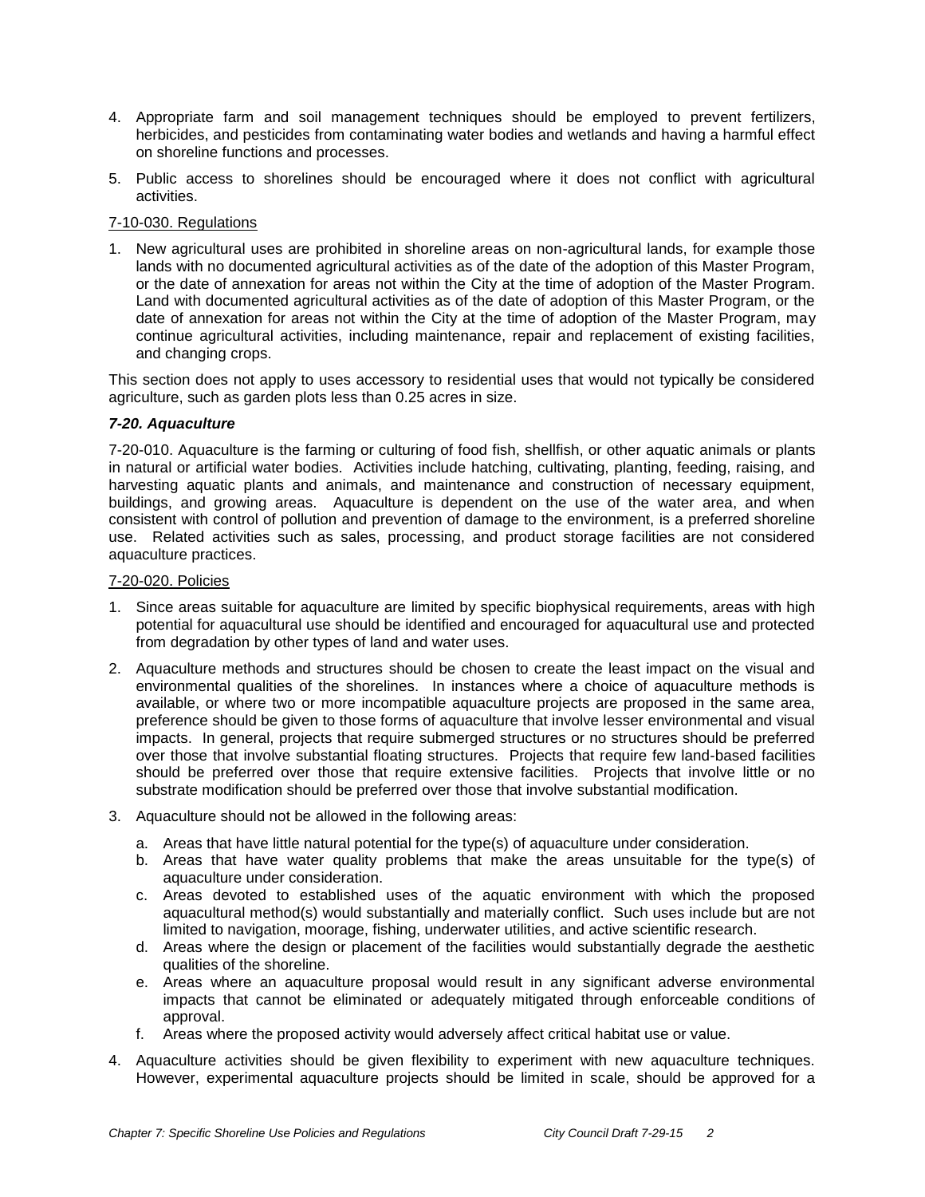4. Appropriate farm and soil management techniques should be employed to prevent fertilizers, herbicides, and pesticides from contaminating water bodies and wetlands and having a harmful effect on shoreline functions and processes.

5. Public access to shorelines should be encouraged where it does not conflict with agricultural activities.

7-10-030. Regulations

1. New agricultural uses are prohibited in shoreline areas on non-agricultural lands, for example those lands with no documented agricultural activities as of the date of the adoption of this Master Program, or the date of annexation for areas not within the City at the time of adoption of the Master Program. Land with documented agricultural activities as of the date of adoption of this Master Program, or the date of annexation for areas not within the City at the time of adoption of the Master Program, may continue agricultural activities, including maintenance, repair and replacement of existing facilities, and changing crops.

This section does not apply to uses accessory to residential uses that would not typically be considered agriculture, such as garden plots less than 0.25 acres in size.

### *7-20. Aquaculture*

7-20-010. Aquaculture is the farming or culturing of food fish, shellfish, or other aquatic animals or plants in natural or artificial water bodies. Activities include hatching, cultivating, planting, feeding, raising, and harvesting aquatic plants and animals, and maintenance and construction of necessary equipment, buildings, and growing areas. Aquaculture is dependent on the use of the water area, and when consistent with control of pollution and prevention of damage to the environment, is a preferred shoreline use. Related activities such as sales, processing, and product storage facilities are not considered aquaculture practices.

7-20-020. Policies

1. Since areas suitable for aquaculture are limited by specific biophysical requirements, areas with high potential for aquacultural use should be identified and encouraged for aquacultural use and protected from degradation by other types of land and water uses.

2. Aquaculture methods and structures should be chosen to create the least impact on the visual and environmental qualities of the shorelines. In instances where a choice of aquaculture methods is available, or where two or more incompatible aquaculture projects are proposed in the same area, preference should be given to those forms of aquaculture that involve lesser environmental and visual impacts. In general, projects that require submerged structures or no structures should be preferred over those that involve substantial floating structures. Projects that require few land-based facilities should be preferred over those that require extensive facilities. Projects that involve little or no substrate modification should be preferred over those that involve substantial modification.

3. Aquaculture should not be allowed in the following areas:
   a. Areas that have little natural potential for the type(s) of aquaculture under consideration.
   b. Areas that have water quality problems that make the areas unsuitable for the type(s) of aquaculture under consideration.
   c. Areas devoted to established uses of the aquatic environment with which the proposed aquacultural method(s) would substantially and materially conflict. Such uses include but are not limited to navigation, moorage, fishing, underwater utilities, and active scientific research.
   d. Areas where the design or placement of the facilities would substantially degrade the aesthetic qualities of the shoreline.
   e. Areas where an aquaculture proposal would result in any significant adverse environmental impacts that cannot be eliminated or adequately mitigated through enforceable conditions of approval.
   f. Areas where the proposed activity would adversely affect critical habitat use or value.

4. Aquaculture activities should be given flexibility to experiment with new aquaculture techniques. However, experimental aquaculture projects should be limited in scale, should be approved for a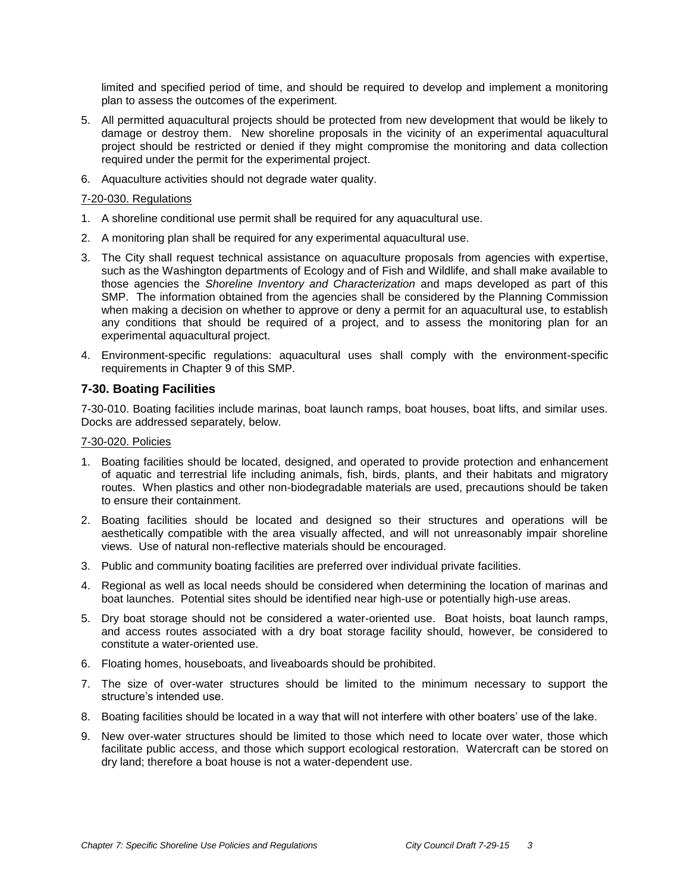limited and specified period of time, and should be required to develop and implement a monitoring plan to assess the outcomes of the experiment.

5. All permitted aquacultural projects should be protected from new development that would be likely to damage or destroy them. New shoreline proposals in the vicinity of an experimental aquacultural project should be restricted or denied if they might compromise the monitoring and data collection required under the permit for the experimental project.
6. Aquaculture activities should not degrade water quality.

7-20-030. Regulations

1. A shoreline conditional use permit shall be required for any aquacultural use.
2. A monitoring plan shall be required for any experimental aquacultural use.
3. The City shall request technical assistance on aquaculture proposals from agencies with expertise, such as the Washington departments of Ecology and of Fish and Wildlife, and shall make available to those agencies the *Shoreline Inventory and Characterization* and maps developed as part of this SMP. The information obtained from the agencies shall be considered by the Planning Commission when making a decision on whether to approve or deny a permit for an aquacultural use, to establish any conditions that should be required of a project, and to assess the monitoring plan for an experimental aquacultural project.
4. Environment-specific regulations: aquacultural uses shall comply with the environment-specific requirements in Chapter 9 of this SMP.

### 7-30. Boating Facilities

7-30-010. Boating facilities include marinas, boat launch ramps, boat houses, boat lifts, and similar uses. Docks are addressed separately, below.

7-30-020. Policies

1. Boating facilities should be located, designed, and operated to provide protection and enhancement of aquatic and terrestrial life including animals, fish, birds, plants, and their habitats and migratory routes. When plastics and other non-biodegradable materials are used, precautions should be taken to ensure their containment.
2. Boating facilities should be located and designed so their structures and operations will be aesthetically compatible with the area visually affected, and will not unreasonably impair shoreline views. Use of natural non-reflective materials should be encouraged.
3. Public and community boating facilities are preferred over individual private facilities.
4. Regional as well as local needs should be considered when determining the location of marinas and boat launches. Potential sites should be identified near high-use or potentially high-use areas.
5. Dry boat storage should not be considered a water-oriented use. Boat hoists, boat launch ramps, and access routes associated with a dry boat storage facility should, however, be considered to constitute a water-oriented use.
6. Floating homes, houseboats, and liveaboards should be prohibited.
7. The size of over-water structures should be limited to the minimum necessary to support the structure's intended use.
8. Boating facilities should be located in a way that will not interfere with other boaters' use of the lake.
9. New over-water structures should be limited to those which need to locate over water, those which facilitate public access, and those which support ecological restoration. Watercraft can be stored on dry land; therefore a boat house is not a water-dependent use.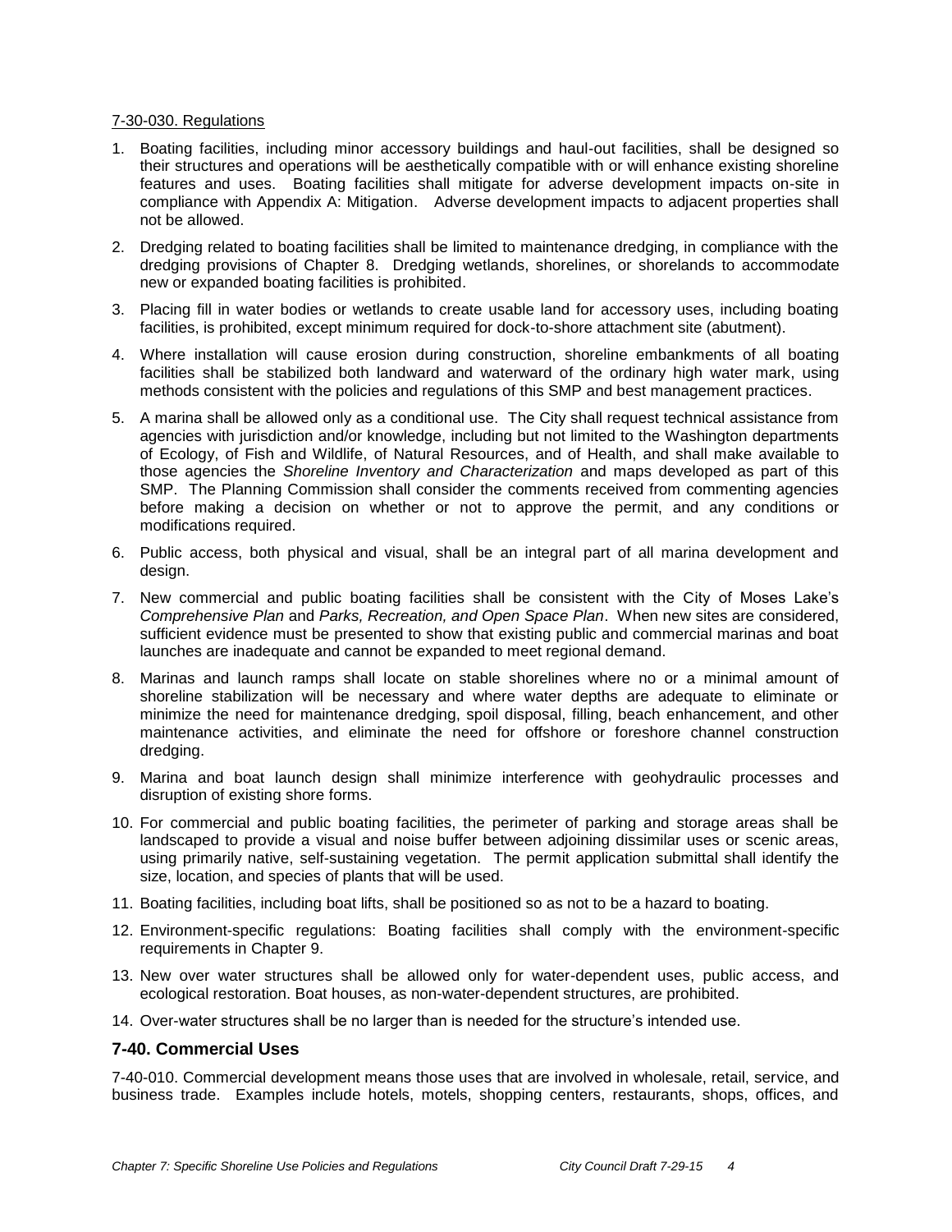7-30-030. Regulations

1. Boating facilities, including minor accessory buildings and haul-out facilities, shall be designed so their structures and operations will be aesthetically compatible with or will enhance existing shoreline features and uses. Boating facilities shall mitigate for adverse development impacts on-site in compliance with Appendix A: Mitigation. Adverse development impacts to adjacent properties shall not be allowed.
2. Dredging related to boating facilities shall be limited to maintenance dredging, in compliance with the dredging provisions of Chapter 8. Dredging wetlands, shorelines, or shorelands to accommodate new or expanded boating facilities is prohibited.
3. Placing fill in water bodies or wetlands to create usable land for accessory uses, including boating facilities, is prohibited, except minimum required for dock-to-shore attachment site (abutment).
4. Where installation will cause erosion during construction, shoreline embankments of all boating facilities shall be stabilized both landward and waterward of the ordinary high water mark, using methods consistent with the policies and regulations of this SMP and best management practices.
5. A marina shall be allowed only as a conditional use. The City shall request technical assistance from agencies with jurisdiction and/or knowledge, including but not limited to the Washington departments of Ecology, of Fish and Wildlife, of Natural Resources, and of Health, and shall make available to those agencies the *Shoreline Inventory and Characterization* and maps developed as part of this SMP. The Planning Commission shall consider the comments received from commenting agencies before making a decision on whether or not to approve the permit, and any conditions or modifications required.
6. Public access, both physical and visual, shall be an integral part of all marina development and design.
7. New commercial and public boating facilities shall be consistent with the City of Moses Lake's *Comprehensive Plan* and *Parks, Recreation, and Open Space Plan*. When new sites are considered, sufficient evidence must be presented to show that existing public and commercial marinas and boat launches are inadequate and cannot be expanded to meet regional demand.
8. Marinas and launch ramps shall locate on stable shorelines where no or a minimal amount of shoreline stabilization will be necessary and where water depths are adequate to eliminate or minimize the need for maintenance dredging, spoil disposal, filling, beach enhancement, and other maintenance activities, and eliminate the need for offshore or foreshore channel construction dredging.
9. Marina and boat launch design shall minimize interference with geohydraulic processes and disruption of existing shore forms.
10. For commercial and public boating facilities, the perimeter of parking and storage areas shall be landscaped to provide a visual and noise buffer between adjoining dissimilar uses or scenic areas, using primarily native, self-sustaining vegetation. The permit application submittal shall identify the size, location, and species of plants that will be used.
11. Boating facilities, including boat lifts, shall be positioned so as not to be a hazard to boating.
12. Environment-specific regulations: Boating facilities shall comply with the environment-specific requirements in Chapter 9.
13. New over water structures shall be allowed only for water-dependent uses, public access, and ecological restoration. Boat houses, as non-water-dependent structures, are prohibited.
14. Over-water structures shall be no larger than is needed for the structure's intended use.

## 7-40. Commercial Uses

7-40-010. Commercial development means those uses that are involved in wholesale, retail, service, and business trade. Examples include hotels, motels, shopping centers, restaurants, shops, offices, and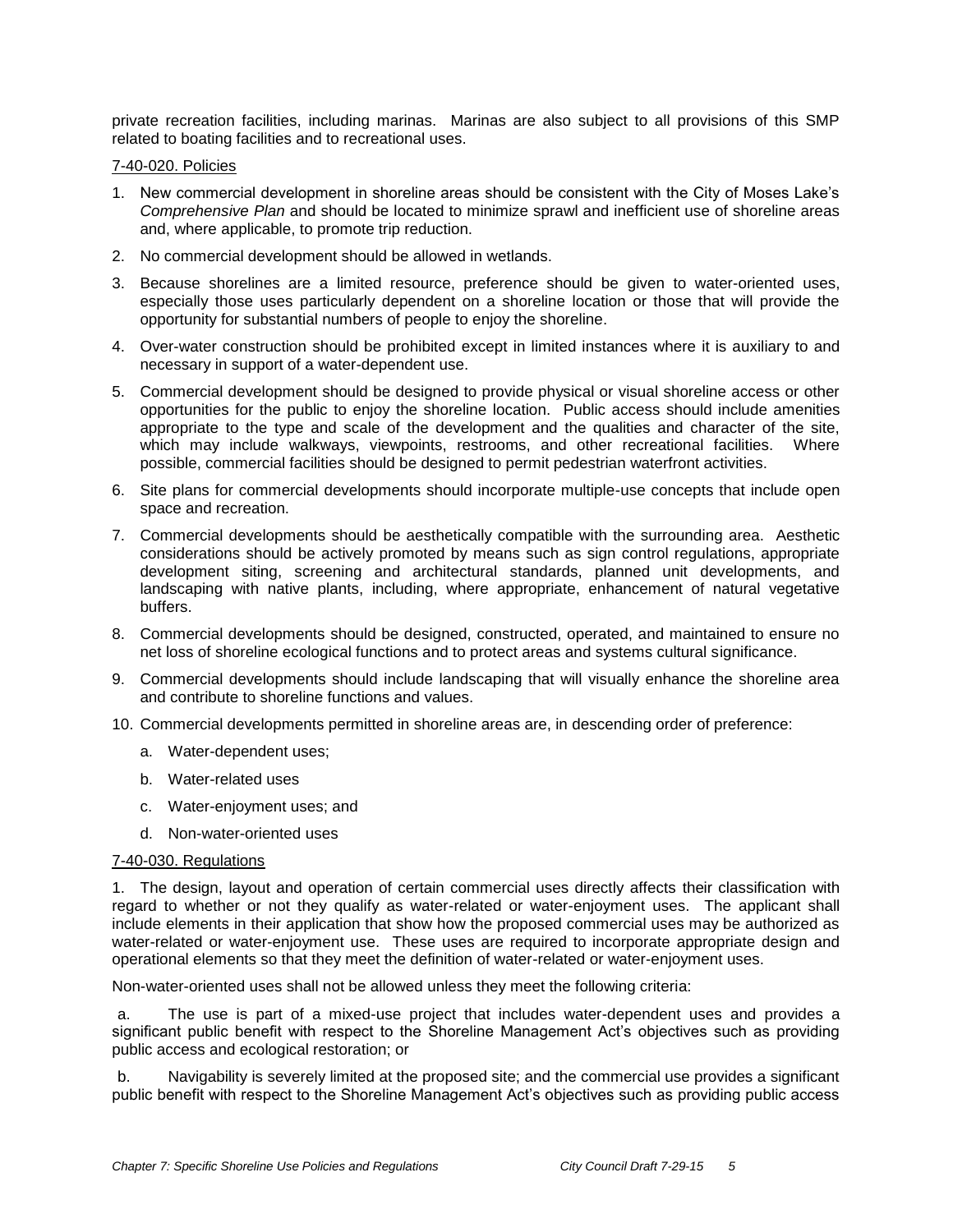private recreation facilities, including marinas. Marinas are also subject to all provisions of this SMP related to boating facilities and to recreational uses.

7-40-020. Policies

1. New commercial development in shoreline areas should be consistent with the City of Moses Lake's *Comprehensive Plan* and should be located to minimize sprawl and inefficient use of shoreline areas and, where applicable, to promote trip reduction.
2. No commercial development should be allowed in wetlands.
3. Because shorelines are a limited resource, preference should be given to water-oriented uses, especially those uses particularly dependent on a shoreline location or those that will provide the opportunity for substantial numbers of people to enjoy the shoreline.
4. Over-water construction should be prohibited except in limited instances where it is auxiliary to and necessary in support of a water-dependent use.
5. Commercial development should be designed to provide physical or visual shoreline access or other opportunities for the public to enjoy the shoreline location. Public access should include amenities appropriate to the type and scale of the development and the qualities and character of the site, which may include walkways, viewpoints, restrooms, and other recreational facilities. Where possible, commercial facilities should be designed to permit pedestrian waterfront activities.
6. Site plans for commercial developments should incorporate multiple-use concepts that include open space and recreation.
7. Commercial developments should be aesthetically compatible with the surrounding area. Aesthetic considerations should be actively promoted by means such as sign control regulations, appropriate development siting, screening and architectural standards, planned unit developments, and landscaping with native plants, including, where appropriate, enhancement of natural vegetative buffers.
8. Commercial developments should be designed, constructed, operated, and maintained to ensure no net loss of shoreline ecological functions and to protect areas and systems cultural significance.
9. Commercial developments should include landscaping that will visually enhance the shoreline area and contribute to shoreline functions and values.
10. Commercial developments permitted in shoreline areas are, in descending order of preference:
    a. Water-dependent uses;
    b. Water-related uses
    c. Water-enjoyment uses; and
    d. Non-water-oriented uses

7-40-030. Regulations

1. The design, layout and operation of certain commercial uses directly affects their classification with regard to whether or not they qualify as water-related or water-enjoyment uses. The applicant shall include elements in their application that show how the proposed commercial uses may be authorized as water-related or water-enjoyment use. These uses are required to incorporate appropriate design and operational elements so that they meet the definition of water-related or water-enjoyment uses.

Non-water-oriented uses shall not be allowed unless they meet the following criteria:

a. The use is part of a mixed-use project that includes water-dependent uses and provides a significant public benefit with respect to the Shoreline Management Act's objectives such as providing public access and ecological restoration; or

b. Navigability is severely limited at the proposed site; and the commercial use provides a significant public benefit with respect to the Shoreline Management Act's objectives such as providing public access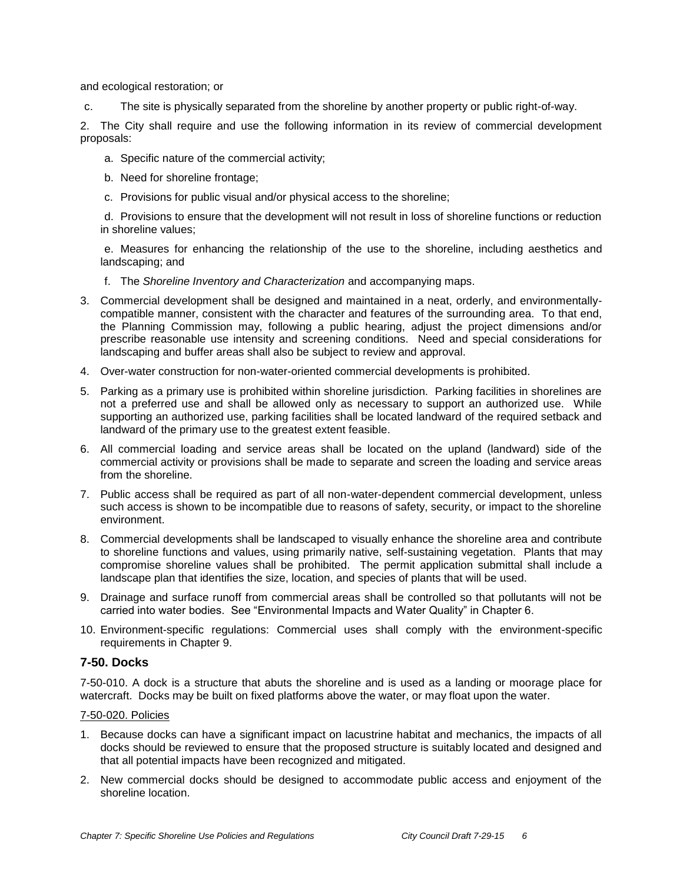and ecological restoration; or

c. The site is physically separated from the shoreline by another property or public right-of-way.

2. The City shall require and use the following information in its review of commercial development proposals:

   a. Specific nature of the commercial activity;

   b. Need for shoreline frontage;

   c. Provisions for public visual and/or physical access to the shoreline;

   d. Provisions to ensure that the development will not result in loss of shoreline functions or reduction in shoreline values;

   e. Measures for enhancing the relationship of the use to the shoreline, including aesthetics and landscaping; and

   f. The *Shoreline Inventory and Characterization* and accompanying maps.

3. Commercial development shall be designed and maintained in a neat, orderly, and environmentally-compatible manner, consistent with the character and features of the surrounding area. To that end, the Planning Commission may, following a public hearing, adjust the project dimensions and/or prescribe reasonable use intensity and screening conditions. Need and special considerations for landscaping and buffer areas shall also be subject to review and approval.

4. Over-water construction for non-water-oriented commercial developments is prohibited.

5. Parking as a primary use is prohibited within shoreline jurisdiction. Parking facilities in shorelines are not a preferred use and shall be allowed only as necessary to support an authorized use. While supporting an authorized use, parking facilities shall be located landward of the required setback and landward of the primary use to the greatest extent feasible.

6. All commercial loading and service areas shall be located on the upland (landward) side of the commercial activity or provisions shall be made to separate and screen the loading and service areas from the shoreline.

7. Public access shall be required as part of all non-water-dependent commercial development, unless such access is shown to be incompatible due to reasons of safety, security, or impact to the shoreline environment.

8. Commercial developments shall be landscaped to visually enhance the shoreline area and contribute to shoreline functions and values, using primarily native, self-sustaining vegetation. Plants that may compromise shoreline values shall be prohibited. The permit application submittal shall include a landscape plan that identifies the size, location, and species of plants that will be used.

9. Drainage and surface runoff from commercial areas shall be controlled so that pollutants will not be carried into water bodies. See "Environmental Impacts and Water Quality" in Chapter 6.

10. Environment-specific regulations: Commercial uses shall comply with the environment-specific requirements in Chapter 9.

### 7-50. Docks

7-50-010. A dock is a structure that abuts the shoreline and is used as a landing or moorage place for watercraft. Docks may be built on fixed platforms above the water, or may float upon the water.

7-50-020. Policies

1. Because docks can have a significant impact on lacustrine habitat and mechanics, the impacts of all docks should be reviewed to ensure that the proposed structure is suitably located and designed and that all potential impacts have been recognized and mitigated.

2. New commercial docks should be designed to accommodate public access and enjoyment of the shoreline location.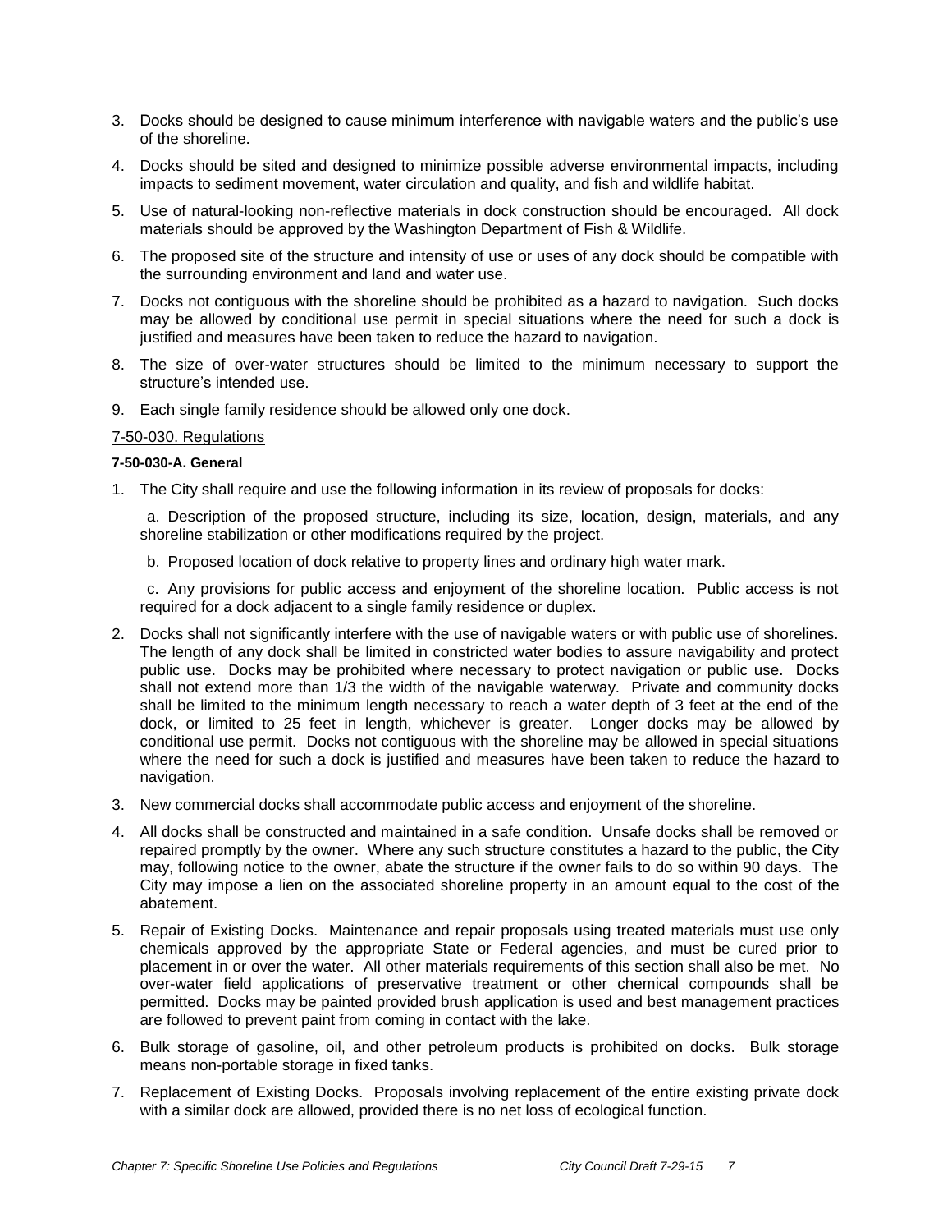3. Docks should be designed to cause minimum interference with navigable waters and the public's use of the shoreline.
4. Docks should be sited and designed to minimize possible adverse environmental impacts, including impacts to sediment movement, water circulation and quality, and fish and wildlife habitat.
5. Use of natural-looking non-reflective materials in dock construction should be encouraged. All dock materials should be approved by the Washington Department of Fish & Wildlife.
6. The proposed site of the structure and intensity of use or uses of any dock should be compatible with the surrounding environment and land and water use.
7. Docks not contiguous with the shoreline should be prohibited as a hazard to navigation. Such docks may be allowed by conditional use permit in special situations where the need for such a dock is justified and measures have been taken to reduce the hazard to navigation.
8. The size of over-water structures should be limited to the minimum necessary to support the structure's intended use.
9. Each single family residence should be allowed only one dock.

## 7-50-030. Regulations

### 7-50-030-A. General

1. The City shall require and use the following information in its review of proposals for docks:

   a. Description of the proposed structure, including its size, location, design, materials, and any shoreline stabilization or other modifications required by the project.

   b. Proposed location of dock relative to property lines and ordinary high water mark.

   c. Any provisions for public access and enjoyment of the shoreline location. Public access is not required for a dock adjacent to a single family residence or duplex.

2. Docks shall not significantly interfere with the use of navigable waters or with public use of shorelines. The length of any dock shall be limited in constricted water bodies to assure navigability and protect public use. Docks may be prohibited where necessary to protect navigation or public use. Docks shall not extend more than 1/3 the width of the navigable waterway. Private and community docks shall be limited to the minimum length necessary to reach a water depth of 3 feet at the end of the dock, or limited to 25 feet in length, whichever is greater. Longer docks may be allowed by conditional use permit. Docks not contiguous with the shoreline may be allowed in special situations where the need for such a dock is justified and measures have been taken to reduce the hazard to navigation.
3. New commercial docks shall accommodate public access and enjoyment of the shoreline.
4. All docks shall be constructed and maintained in a safe condition. Unsafe docks shall be removed or repaired promptly by the owner. Where any such structure constitutes a hazard to the public, the City may, following notice to the owner, abate the structure if the owner fails to do so within 90 days. The City may impose a lien on the associated shoreline property in an amount equal to the cost of the abatement.
5. Repair of Existing Docks. Maintenance and repair proposals using treated materials must use only chemicals approved by the appropriate State or Federal agencies, and must be cured prior to placement in or over the water. All other materials requirements of this section shall also be met. No over-water field applications of preservative treatment or other chemical compounds shall be permitted. Docks may be painted provided brush application is used and best management practices are followed to prevent paint from coming in contact with the lake.
6. Bulk storage of gasoline, oil, and other petroleum products is prohibited on docks. Bulk storage means non-portable storage in fixed tanks.
7. Replacement of Existing Docks. Proposals involving replacement of the entire existing private dock with a similar dock are allowed, provided there is no net loss of ecological function.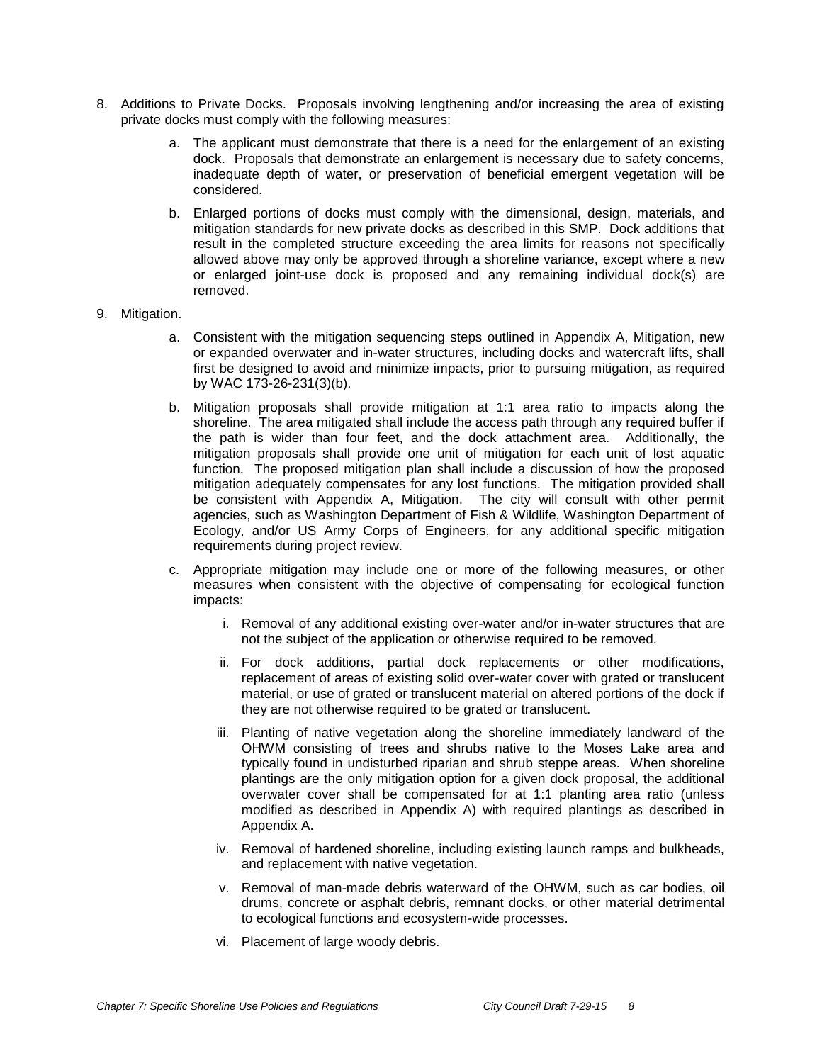8. Additions to Private Docks. Proposals involving lengthening and/or increasing the area of existing private docks must comply with the following measures:

   a. The applicant must demonstrate that there is a need for the enlargement of an existing dock. Proposals that demonstrate an enlargement is necessary due to safety concerns, inadequate depth of water, or preservation of beneficial emergent vegetation will be considered.

   b. Enlarged portions of docks must comply with the dimensional, design, materials, and mitigation standards for new private docks as described in this SMP. Dock additions that result in the completed structure exceeding the area limits for reasons not specifically allowed above may only be approved through a shoreline variance, except where a new or enlarged joint-use dock is proposed and any remaining individual dock(s) are removed.

9. Mitigation.

   a. Consistent with the mitigation sequencing steps outlined in Appendix A, Mitigation, new or expanded overwater and in-water structures, including docks and watercraft lifts, shall first be designed to avoid and minimize impacts, prior to pursuing mitigation, as required by WAC 173-26-231(3)(b).

   b. Mitigation proposals shall provide mitigation at 1:1 area ratio to impacts along the shoreline. The area mitigated shall include the access path through any required buffer if the path is wider than four feet, and the dock attachment area. Additionally, the mitigation proposals shall provide one unit of mitigation for each unit of lost aquatic function. The proposed mitigation plan shall include a discussion of how the proposed mitigation adequately compensates for any lost functions. The mitigation provided shall be consistent with Appendix A, Mitigation. The city will consult with other permit agencies, such as Washington Department of Fish & Wildlife, Washington Department of Ecology, and/or US Army Corps of Engineers, for any additional specific mitigation requirements during project review.

   c. Appropriate mitigation may include one or more of the following measures, or other measures when consistent with the objective of compensating for ecological function impacts:

      i. Removal of any additional existing over-water and/or in-water structures that are not the subject of the application or otherwise required to be removed.

      ii. For dock additions, partial dock replacements or other modifications, replacement of areas of existing solid over-water cover with grated or translucent material, or use of grated or translucent material on altered portions of the dock if they are not otherwise required to be grated or translucent.

      iii. Planting of native vegetation along the shoreline immediately landward of the OHWM consisting of trees and shrubs native to the Moses Lake area and typically found in undisturbed riparian and shrub steppe areas. When shoreline plantings are the only mitigation option for a given dock proposal, the additional overwater cover shall be compensated for at 1:1 planting area ratio (unless modified as described in Appendix A) with required plantings as described in Appendix A.

      iv. Removal of hardened shoreline, including existing launch ramps and bulkheads, and replacement with native vegetation.

      v. Removal of man-made debris waterward of the OHWM, such as car bodies, oil drums, concrete or asphalt debris, remnant docks, or other material detrimental to ecological functions and ecosystem-wide processes.

      vi. Placement of large woody debris.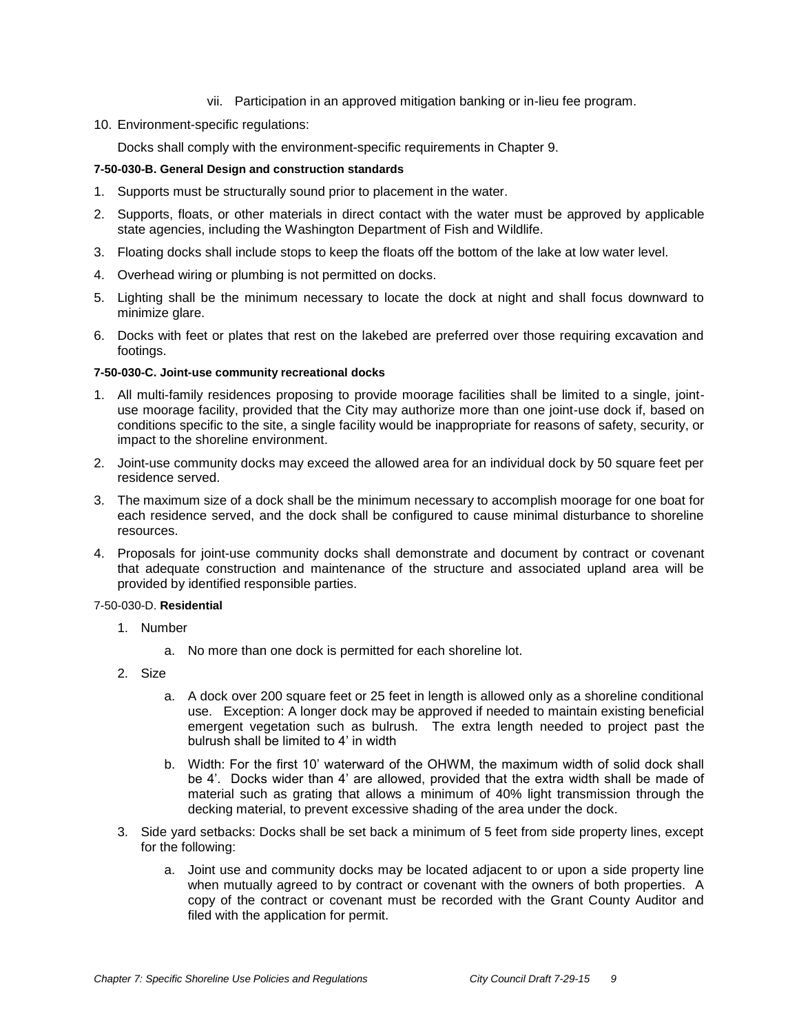vii. Participation in an approved mitigation banking or in-lieu fee program.

10. Environment-specific regulations:

    Docks shall comply with the environment-specific requirements in Chapter 9.

#### 7-50-030-B. General Design and construction standards

1. Supports must be structurally sound prior to placement in the water.
2. Supports, floats, or other materials in direct contact with the water must be approved by applicable state agencies, including the Washington Department of Fish and Wildlife.
3. Floating docks shall include stops to keep the floats off the bottom of the lake at low water level.
4. Overhead wiring or plumbing is not permitted on docks.
5. Lighting shall be the minimum necessary to locate the dock at night and shall focus downward to minimize glare.
6. Docks with feet or plates that rest on the lakebed are preferred over those requiring excavation and footings.

#### 7-50-030-C. Joint-use community recreational docks

1. All multi-family residences proposing to provide moorage facilities shall be limited to a single, joint-use moorage facility, provided that the City may authorize more than one joint-use dock if, based on conditions specific to the site, a single facility would be inappropriate for reasons of safety, security, or impact to the shoreline environment.
2. Joint-use community docks may exceed the allowed area for an individual dock by 50 square feet per residence served.
3. The maximum size of a dock shall be the minimum necessary to accomplish moorage for one boat for each residence served, and the dock shall be configured to cause minimal disturbance to shoreline resources.
4. Proposals for joint-use community docks shall demonstrate and document by contract or covenant that adequate construction and maintenance of the structure and associated upland area will be provided by identified responsible parties.

#### 7-50-030-D. **Residential**

1. Number
    a. No more than one dock is permitted for each shoreline lot.
2. Size
    a. A dock over 200 square feet or 25 feet in length is allowed only as a shoreline conditional use. Exception: A longer dock may be approved if needed to maintain existing beneficial emergent vegetation such as bulrush. The extra length needed to project past the bulrush shall be limited to 4' in width
    b. Width: For the first 10' waterward of the OHWM, the maximum width of solid dock shall be 4'. Docks wider than 4' are allowed, provided that the extra width shall be made of material such as grating that allows a minimum of 40% light transmission through the decking material, to prevent excessive shading of the area under the dock.
3. Side yard setbacks: Docks shall be set back a minimum of 5 feet from side property lines, except for the following:
    a. Joint use and community docks may be located adjacent to or upon a side property line when mutually agreed to by contract or covenant with the owners of both properties. A copy of the contract or covenant must be recorded with the Grant County Auditor and filed with the application for permit.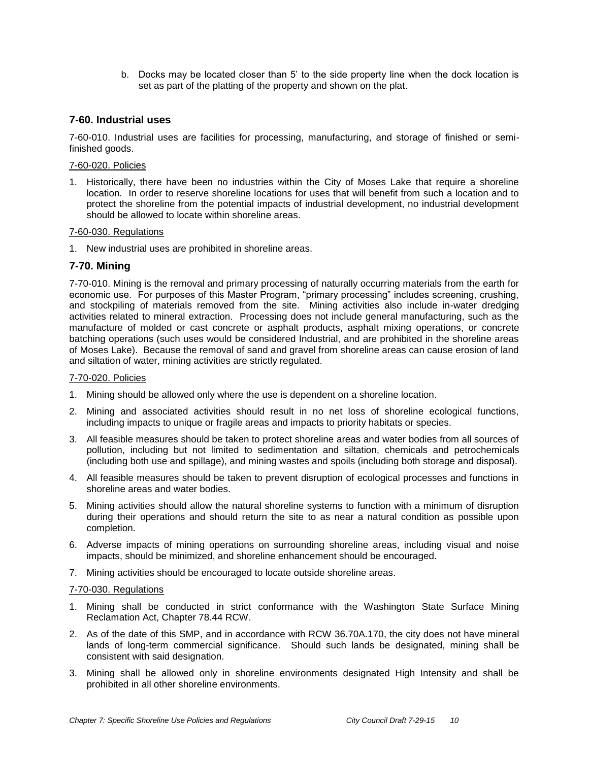b. Docks may be located closer than 5' to the side property line when the dock location is set as part of the platting of the property and shown on the plat.

### 7-60. Industrial uses

7-60-010. Industrial uses are facilities for processing, manufacturing, and storage of finished or semi-finished goods.

7-60-020. Policies

1. Historically, there have been no industries within the City of Moses Lake that require a shoreline location. In order to reserve shoreline locations for uses that will benefit from such a location and to protect the shoreline from the potential impacts of industrial development, no industrial development should be allowed to locate within shoreline areas.

7-60-030. Regulations

1. New industrial uses are prohibited in shoreline areas.

### 7-70. Mining

7-70-010. Mining is the removal and primary processing of naturally occurring materials from the earth for economic use. For purposes of this Master Program, "primary processing" includes screening, crushing, and stockpiling of materials removed from the site. Mining activities also include in-water dredging activities related to mineral extraction. Processing does not include general manufacturing, such as the manufacture of molded or cast concrete or asphalt products, asphalt mixing operations, or concrete batching operations (such uses would be considered Industrial, and are prohibited in the shoreline areas of Moses Lake). Because the removal of sand and gravel from shoreline areas can cause erosion of land and siltation of water, mining activities are strictly regulated.

7-70-020. Policies

1. Mining should be allowed only where the use is dependent on a shoreline location.
2. Mining and associated activities should result in no net loss of shoreline ecological functions, including impacts to unique or fragile areas and impacts to priority habitats or species.
3. All feasible measures should be taken to protect shoreline areas and water bodies from all sources of pollution, including but not limited to sedimentation and siltation, chemicals and petrochemicals (including both use and spillage), and mining wastes and spoils (including both storage and disposal).
4. All feasible measures should be taken to prevent disruption of ecological processes and functions in shoreline areas and water bodies.
5. Mining activities should allow the natural shoreline systems to function with a minimum of disruption during their operations and should return the site to as near a natural condition as possible upon completion.
6. Adverse impacts of mining operations on surrounding shoreline areas, including visual and noise impacts, should be minimized, and shoreline enhancement should be encouraged.
7. Mining activities should be encouraged to locate outside shoreline areas.

7-70-030. Regulations

1. Mining shall be conducted in strict conformance with the Washington State Surface Mining Reclamation Act, Chapter 78.44 RCW.
2. As of the date of this SMP, and in accordance with RCW 36.70A.170, the city does not have mineral lands of long-term commercial significance. Should such lands be designated, mining shall be consistent with said designation.
3. Mining shall be allowed only in shoreline environments designated High Intensity and shall be prohibited in all other shoreline environments.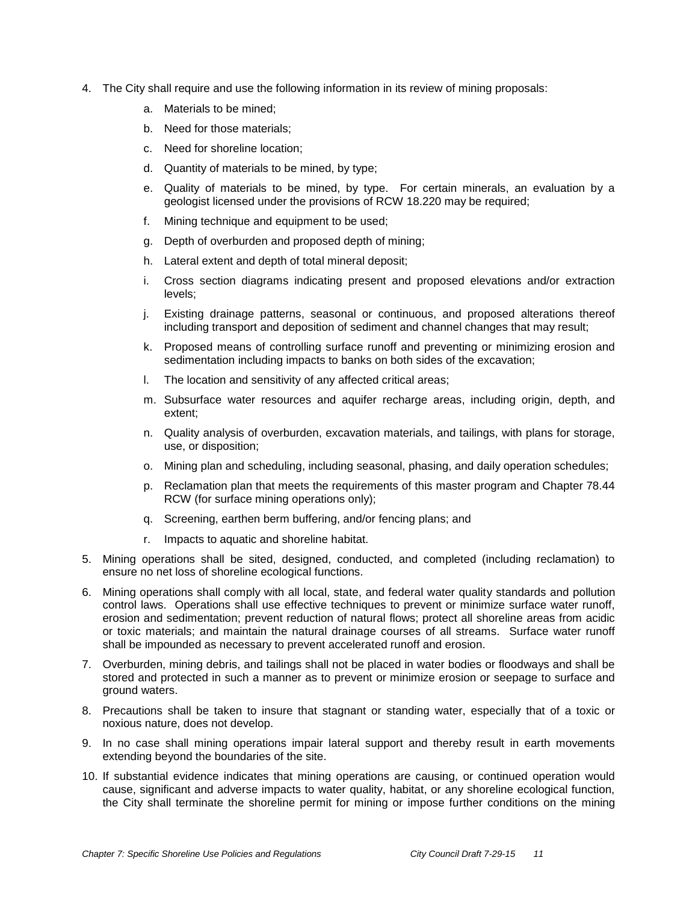4. The City shall require and use the following information in its review of mining proposals:
    a. Materials to be mined;
    b. Need for those materials;
    c. Need for shoreline location;
    d. Quantity of materials to be mined, by type;
    e. Quality of materials to be mined, by type. For certain minerals, an evaluation by a geologist licensed under the provisions of RCW 18.220 may be required;
    f. Mining technique and equipment to be used;
    g. Depth of overburden and proposed depth of mining;
    h. Lateral extent and depth of total mineral deposit;
    i. Cross section diagrams indicating present and proposed elevations and/or extraction levels;
    j. Existing drainage patterns, seasonal or continuous, and proposed alterations thereof including transport and deposition of sediment and channel changes that may result;
    k. Proposed means of controlling surface runoff and preventing or minimizing erosion and sedimentation including impacts to banks on both sides of the excavation;
    l. The location and sensitivity of any affected critical areas;
    m. Subsurface water resources and aquifer recharge areas, including origin, depth, and extent;
    n. Quality analysis of overburden, excavation materials, and tailings, with plans for storage, use, or disposition;
    o. Mining plan and scheduling, including seasonal, phasing, and daily operation schedules;
    p. Reclamation plan that meets the requirements of this master program and Chapter 78.44 RCW (for surface mining operations only);
    q. Screening, earthen berm buffering, and/or fencing plans; and
    r. Impacts to aquatic and shoreline habitat.
5. Mining operations shall be sited, designed, conducted, and completed (including reclamation) to ensure no net loss of shoreline ecological functions.
6. Mining operations shall comply with all local, state, and federal water quality standards and pollution control laws. Operations shall use effective techniques to prevent or minimize surface water runoff, erosion and sedimentation; prevent reduction of natural flows; protect all shoreline areas from acidic or toxic materials; and maintain the natural drainage courses of all streams. Surface water runoff shall be impounded as necessary to prevent accelerated runoff and erosion.
7. Overburden, mining debris, and tailings shall not be placed in water bodies or floodways and shall be stored and protected in such a manner as to prevent or minimize erosion or seepage to surface and ground waters.
8. Precautions shall be taken to insure that stagnant or standing water, especially that of a toxic or noxious nature, does not develop.
9. In no case shall mining operations impair lateral support and thereby result in earth movements extending beyond the boundaries of the site.
10. If substantial evidence indicates that mining operations are causing, or continued operation would cause, significant and adverse impacts to water quality, habitat, or any shoreline ecological function, the City shall terminate the shoreline permit for mining or impose further conditions on the mining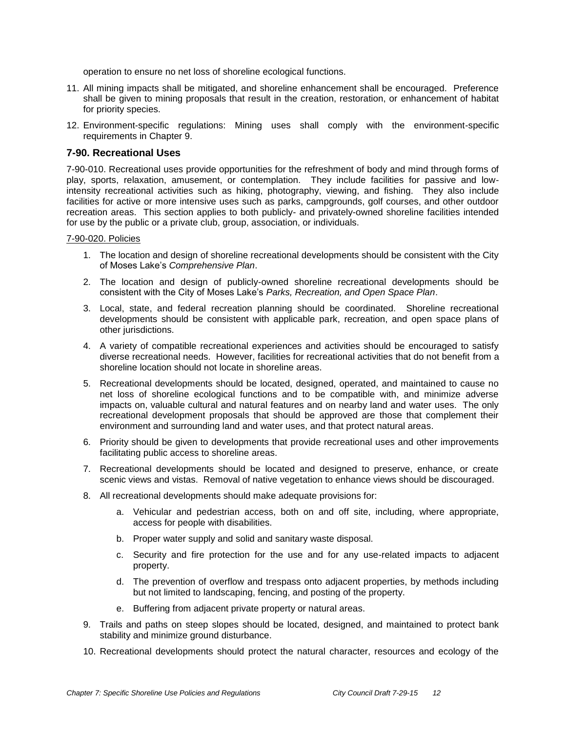operation to ensure no net loss of shoreline ecological functions.

11. All mining impacts shall be mitigated, and shoreline enhancement shall be encouraged. Preference shall be given to mining proposals that result in the creation, restoration, or enhancement of habitat for priority species.
12. Environment-specific regulations: Mining uses shall comply with the environment-specific requirements in Chapter 9.

### 7-90. Recreational Uses

7-90-010. Recreational uses provide opportunities for the refreshment of body and mind through forms of play, sports, relaxation, amusement, or contemplation. They include facilities for passive and low-intensity recreational activities such as hiking, photography, viewing, and fishing. They also include facilities for active or more intensive uses such as parks, campgrounds, golf courses, and other outdoor recreation areas. This section applies to both publicly- and privately-owned shoreline facilities intended for use by the public or a private club, group, association, or individuals.

7-90-020. Policies

1. The location and design of shoreline recreational developments should be consistent with the City of Moses Lake's *Comprehensive Plan*.
2. The location and design of publicly-owned shoreline recreational developments should be consistent with the City of Moses Lake's *Parks, Recreation, and Open Space Plan*.
3. Local, state, and federal recreation planning should be coordinated. Shoreline recreational developments should be consistent with applicable park, recreation, and open space plans of other jurisdictions.
4. A variety of compatible recreational experiences and activities should be encouraged to satisfy diverse recreational needs. However, facilities for recreational activities that do not benefit from a shoreline location should not locate in shoreline areas.
5. Recreational developments should be located, designed, operated, and maintained to cause no net loss of shoreline ecological functions and to be compatible with, and minimize adverse impacts on, valuable cultural and natural features and on nearby land and water uses. The only recreational development proposals that should be approved are those that complement their environment and surrounding land and water uses, and that protect natural areas.
6. Priority should be given to developments that provide recreational uses and other improvements facilitating public access to shoreline areas.
7. Recreational developments should be located and designed to preserve, enhance, or create scenic views and vistas. Removal of native vegetation to enhance views should be discouraged.
8. All recreational developments should make adequate provisions for:
   a. Vehicular and pedestrian access, both on and off site, including, where appropriate, access for people with disabilities.
   b. Proper water supply and solid and sanitary waste disposal.
   c. Security and fire protection for the use and for any use-related impacts to adjacent property.
   d. The prevention of overflow and trespass onto adjacent properties, by methods including but not limited to landscaping, fencing, and posting of the property.
   e. Buffering from adjacent private property or natural areas.
9. Trails and paths on steep slopes should be located, designed, and maintained to protect bank stability and minimize ground disturbance.
10. Recreational developments should protect the natural character, resources and ecology of the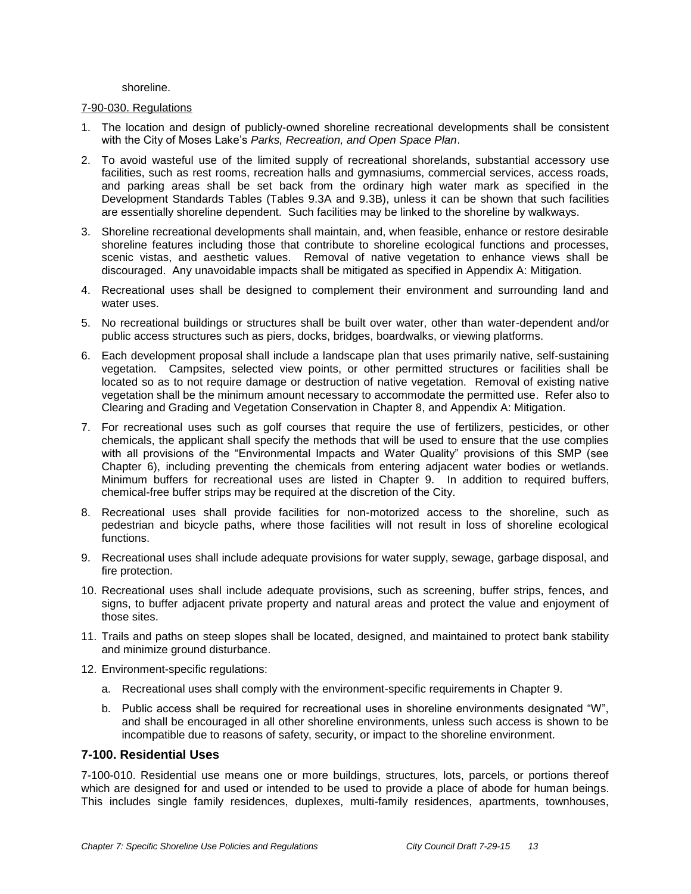shoreline.

7-90-030. Regulations

1. The location and design of publicly-owned shoreline recreational developments shall be consistent with the City of Moses Lake's *Parks, Recreation, and Open Space Plan*.
2. To avoid wasteful use of the limited supply of recreational shorelands, substantial accessory use facilities, such as rest rooms, recreation halls and gymnasiums, commercial services, access roads, and parking areas shall be set back from the ordinary high water mark as specified in the Development Standards Tables (Tables 9.3A and 9.3B), unless it can be shown that such facilities are essentially shoreline dependent. Such facilities may be linked to the shoreline by walkways.
3. Shoreline recreational developments shall maintain, and, when feasible, enhance or restore desirable shoreline features including those that contribute to shoreline ecological functions and processes, scenic vistas, and aesthetic values. Removal of native vegetation to enhance views shall be discouraged. Any unavoidable impacts shall be mitigated as specified in Appendix A: Mitigation.
4. Recreational uses shall be designed to complement their environment and surrounding land and water uses.
5. No recreational buildings or structures shall be built over water, other than water-dependent and/or public access structures such as piers, docks, bridges, boardwalks, or viewing platforms.
6. Each development proposal shall include a landscape plan that uses primarily native, self-sustaining vegetation. Campsites, selected view points, or other permitted structures or facilities shall be located so as to not require damage or destruction of native vegetation. Removal of existing native vegetation shall be the minimum amount necessary to accommodate the permitted use. Refer also to Clearing and Grading and Vegetation Conservation in Chapter 8, and Appendix A: Mitigation.
7. For recreational uses such as golf courses that require the use of fertilizers, pesticides, or other chemicals, the applicant shall specify the methods that will be used to ensure that the use complies with all provisions of the "Environmental Impacts and Water Quality" provisions of this SMP (see Chapter 6), including preventing the chemicals from entering adjacent water bodies or wetlands. Minimum buffers for recreational uses are listed in Chapter 9. In addition to required buffers, chemical-free buffer strips may be required at the discretion of the City.
8. Recreational uses shall provide facilities for non-motorized access to the shoreline, such as pedestrian and bicycle paths, where those facilities will not result in loss of shoreline ecological functions.
9. Recreational uses shall include adequate provisions for water supply, sewage, garbage disposal, and fire protection.
10. Recreational uses shall include adequate provisions, such as screening, buffer strips, fences, and signs, to buffer adjacent private property and natural areas and protect the value and enjoyment of those sites.
11. Trails and paths on steep slopes shall be located, designed, and maintained to protect bank stability and minimize ground disturbance.
12. Environment-specific regulations:
    a. Recreational uses shall comply with the environment-specific requirements in Chapter 9.
    b. Public access shall be required for recreational uses in shoreline environments designated "W", and shall be encouraged in all other shoreline environments, unless such access is shown to be incompatible due to reasons of safety, security, or impact to the shoreline environment.

## 7-100. Residential Uses

7-100-010. Residential use means one or more buildings, structures, lots, parcels, or portions thereof which are designed for and used or intended to be used to provide a place of abode for human beings. This includes single family residences, duplexes, multi-family residences, apartments, townhouses,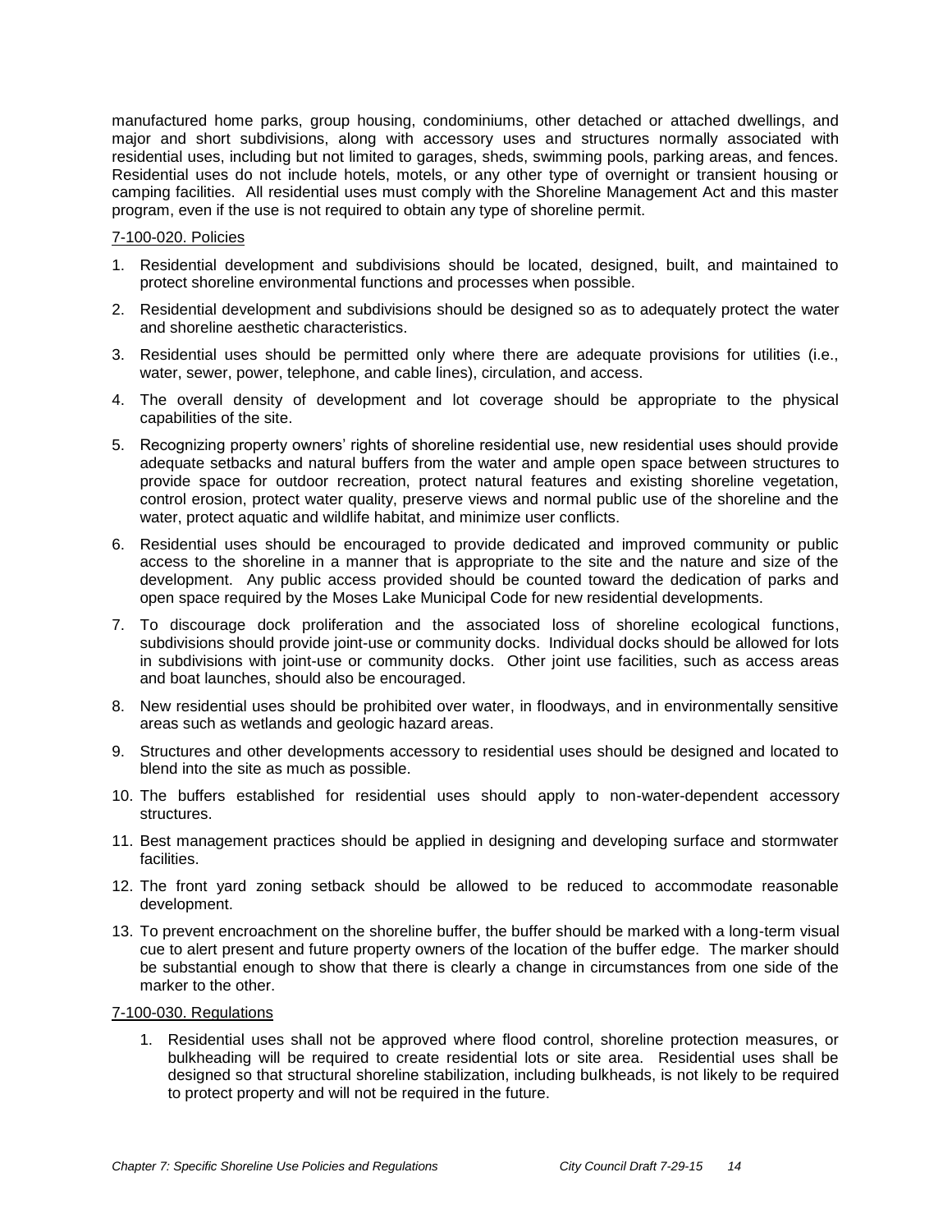manufactured home parks, group housing, condominiums, other detached or attached dwellings, and major and short subdivisions, along with accessory uses and structures normally associated with residential uses, including but not limited to garages, sheds, swimming pools, parking areas, and fences. Residential uses do not include hotels, motels, or any other type of overnight or transient housing or camping facilities. All residential uses must comply with the Shoreline Management Act and this master program, even if the use is not required to obtain any type of shoreline permit.

### 7-100-020. Policies

1. Residential development and subdivisions should be located, designed, built, and maintained to protect shoreline environmental functions and processes when possible.
2. Residential development and subdivisions should be designed so as to adequately protect the water and shoreline aesthetic characteristics.
3. Residential uses should be permitted only where there are adequate provisions for utilities (i.e., water, sewer, power, telephone, and cable lines), circulation, and access.
4. The overall density of development and lot coverage should be appropriate to the physical capabilities of the site.
5. Recognizing property owners' rights of shoreline residential use, new residential uses should provide adequate setbacks and natural buffers from the water and ample open space between structures to provide space for outdoor recreation, protect natural features and existing shoreline vegetation, control erosion, protect water quality, preserve views and normal public use of the shoreline and the water, protect aquatic and wildlife habitat, and minimize user conflicts.
6. Residential uses should be encouraged to provide dedicated and improved community or public access to the shoreline in a manner that is appropriate to the site and the nature and size of the development. Any public access provided should be counted toward the dedication of parks and open space required by the Moses Lake Municipal Code for new residential developments.
7. To discourage dock proliferation and the associated loss of shoreline ecological functions, subdivisions should provide joint-use or community docks. Individual docks should be allowed for lots in subdivisions with joint-use or community docks. Other joint use facilities, such as access areas and boat launches, should also be encouraged.
8. New residential uses should be prohibited over water, in floodways, and in environmentally sensitive areas such as wetlands and geologic hazard areas.
9. Structures and other developments accessory to residential uses should be designed and located to blend into the site as much as possible.
10. The buffers established for residential uses should apply to non-water-dependent accessory structures.
11. Best management practices should be applied in designing and developing surface and stormwater facilities.
12. The front yard zoning setback should be allowed to be reduced to accommodate reasonable development.
13. To prevent encroachment on the shoreline buffer, the buffer should be marked with a long-term visual cue to alert present and future property owners of the location of the buffer edge. The marker should be substantial enough to show that there is clearly a change in circumstances from one side of the marker to the other.

### 7-100-030. Regulations

1. Residential uses shall not be approved where flood control, shoreline protection measures, or bulkheading will be required to create residential lots or site area. Residential uses shall be designed so that structural shoreline stabilization, including bulkheads, is not likely to be required to protect property and will not be required in the future.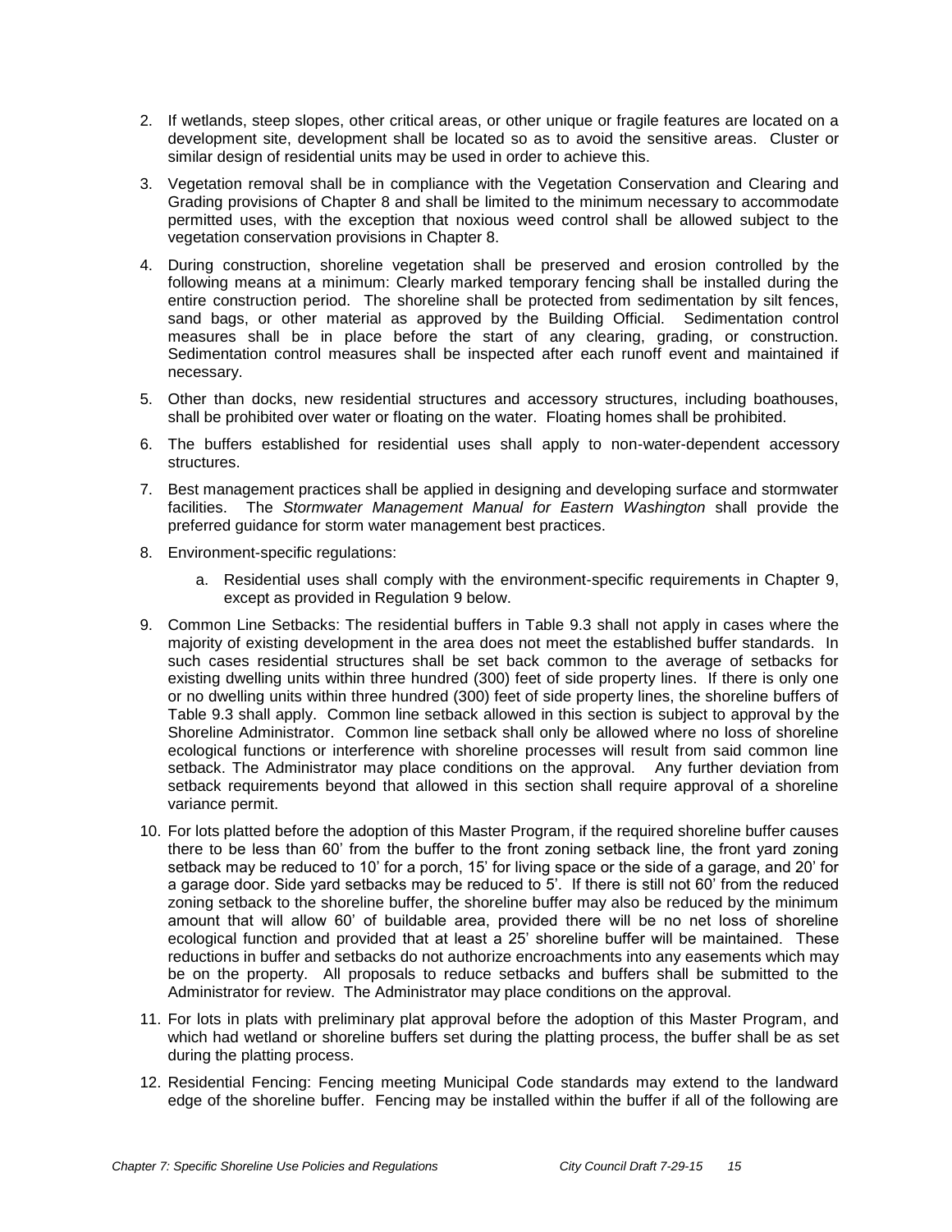2. If wetlands, steep slopes, other critical areas, or other unique or fragile features are located on a development site, development shall be located so as to avoid the sensitive areas. Cluster or similar design of residential units may be used in order to achieve this.

3. Vegetation removal shall be in compliance with the Vegetation Conservation and Clearing and Grading provisions of Chapter 8 and shall be limited to the minimum necessary to accommodate permitted uses, with the exception that noxious weed control shall be allowed subject to the vegetation conservation provisions in Chapter 8.

4. During construction, shoreline vegetation shall be preserved and erosion controlled by the following means at a minimum: Clearly marked temporary fencing shall be installed during the entire construction period. The shoreline shall be protected from sedimentation by silt fences, sand bags, or other material as approved by the Building Official. Sedimentation control measures shall be in place before the start of any clearing, grading, or construction. Sedimentation control measures shall be inspected after each runoff event and maintained if necessary.

5. Other than docks, new residential structures and accessory structures, including boathouses, shall be prohibited over water or floating on the water. Floating homes shall be prohibited.

6. The buffers established for residential uses shall apply to non-water-dependent accessory structures.

7. Best management practices shall be applied in designing and developing surface and stormwater facilities. The *Stormwater Management Manual for Eastern Washington* shall provide the preferred guidance for storm water management best practices.

8. Environment-specific regulations:

    a. Residential uses shall comply with the environment-specific requirements in Chapter 9, except as provided in Regulation 9 below.

9. Common Line Setbacks: The residential buffers in Table 9.3 shall not apply in cases where the majority of existing development in the area does not meet the established buffer standards. In such cases residential structures shall be set back common to the average of setbacks for existing dwelling units within three hundred (300) feet of side property lines. If there is only one or no dwelling units within three hundred (300) feet of side property lines, the shoreline buffers of Table 9.3 shall apply. Common line setback allowed in this section is subject to approval by the Shoreline Administrator. Common line setback shall only be allowed where no loss of shoreline ecological functions or interference with shoreline processes will result from said common line setback. The Administrator may place conditions on the approval. Any further deviation from setback requirements beyond that allowed in this section shall require approval of a shoreline variance permit.

10. For lots platted before the adoption of this Master Program, if the required shoreline buffer causes there to be less than 60' from the buffer to the front zoning setback line, the front yard zoning setback may be reduced to 10' for a porch, 15' for living space or the side of a garage, and 20' for a garage door. Side yard setbacks may be reduced to 5'. If there is still not 60' from the reduced zoning setback to the shoreline buffer, the shoreline buffer may also be reduced by the minimum amount that will allow 60' of buildable area, provided there will be no net loss of shoreline ecological function and provided that at least a 25' shoreline buffer will be maintained. These reductions in buffer and setbacks do not authorize encroachments into any easements which may be on the property. All proposals to reduce setbacks and buffers shall be submitted to the Administrator for review. The Administrator may place conditions on the approval.

11. For lots in plats with preliminary plat approval before the adoption of this Master Program, and which had wetland or shoreline buffers set during the platting process, the buffer shall be as set during the platting process.

12. Residential Fencing: Fencing meeting Municipal Code standards may extend to the landward edge of the shoreline buffer. Fencing may be installed within the buffer if all of the following are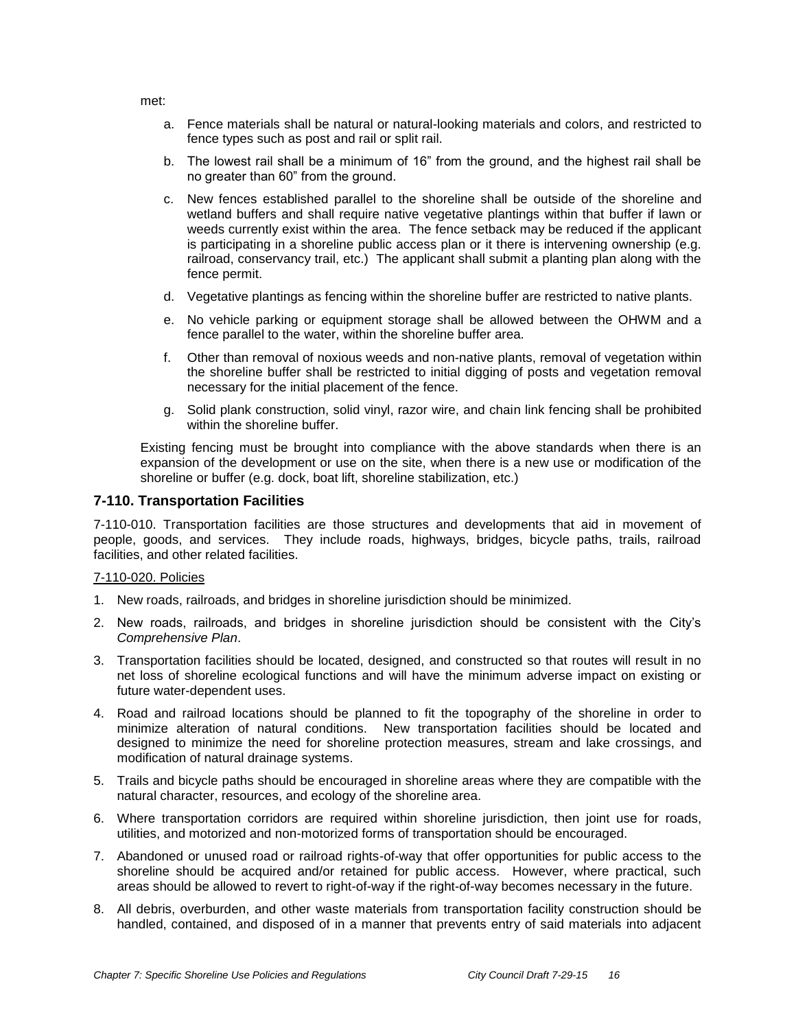met:

a. Fence materials shall be natural or natural-looking materials and colors, and restricted to fence types such as post and rail or split rail.

b. The lowest rail shall be a minimum of 16" from the ground, and the highest rail shall be no greater than 60" from the ground.

c. New fences established parallel to the shoreline shall be outside of the shoreline and wetland buffers and shall require native vegetative plantings within that buffer if lawn or weeds currently exist within the area. The fence setback may be reduced if the applicant is participating in a shoreline public access plan or it there is intervening ownership (e.g. railroad, conservancy trail, etc.) The applicant shall submit a planting plan along with the fence permit.

d. Vegetative plantings as fencing within the shoreline buffer are restricted to native plants.

e. No vehicle parking or equipment storage shall be allowed between the OHWM and a fence parallel to the water, within the shoreline buffer area.

f. Other than removal of noxious weeds and non-native plants, removal of vegetation within the shoreline buffer shall be restricted to initial digging of posts and vegetation removal necessary for the initial placement of the fence.

g. Solid plank construction, solid vinyl, razor wire, and chain link fencing shall be prohibited within the shoreline buffer.

Existing fencing must be brought into compliance with the above standards when there is an expansion of the development or use on the site, when there is a new use or modification of the shoreline or buffer (e.g. dock, boat lift, shoreline stabilization, etc.)

## 7-110. Transportation Facilities

7-110-010. Transportation facilities are those structures and developments that aid in movement of people, goods, and services. They include roads, highways, bridges, bicycle paths, trails, railroad facilities, and other related facilities.

7-110-020. Policies

1. New roads, railroads, and bridges in shoreline jurisdiction should be minimized.
2. New roads, railroads, and bridges in shoreline jurisdiction should be consistent with the City's *Comprehensive Plan*.
3. Transportation facilities should be located, designed, and constructed so that routes will result in no net loss of shoreline ecological functions and will have the minimum adverse impact on existing or future water-dependent uses.
4. Road and railroad locations should be planned to fit the topography of the shoreline in order to minimize alteration of natural conditions. New transportation facilities should be located and designed to minimize the need for shoreline protection measures, stream and lake crossings, and modification of natural drainage systems.
5. Trails and bicycle paths should be encouraged in shoreline areas where they are compatible with the natural character, resources, and ecology of the shoreline area.
6. Where transportation corridors are required within shoreline jurisdiction, then joint use for roads, utilities, and motorized and non-motorized forms of transportation should be encouraged.
7. Abandoned or unused road or railroad rights-of-way that offer opportunities for public access to the shoreline should be acquired and/or retained for public access. However, where practical, such areas should be allowed to revert to right-of-way if the right-of-way becomes necessary in the future.
8. All debris, overburden, and other waste materials from transportation facility construction should be handled, contained, and disposed of in a manner that prevents entry of said materials into adjacent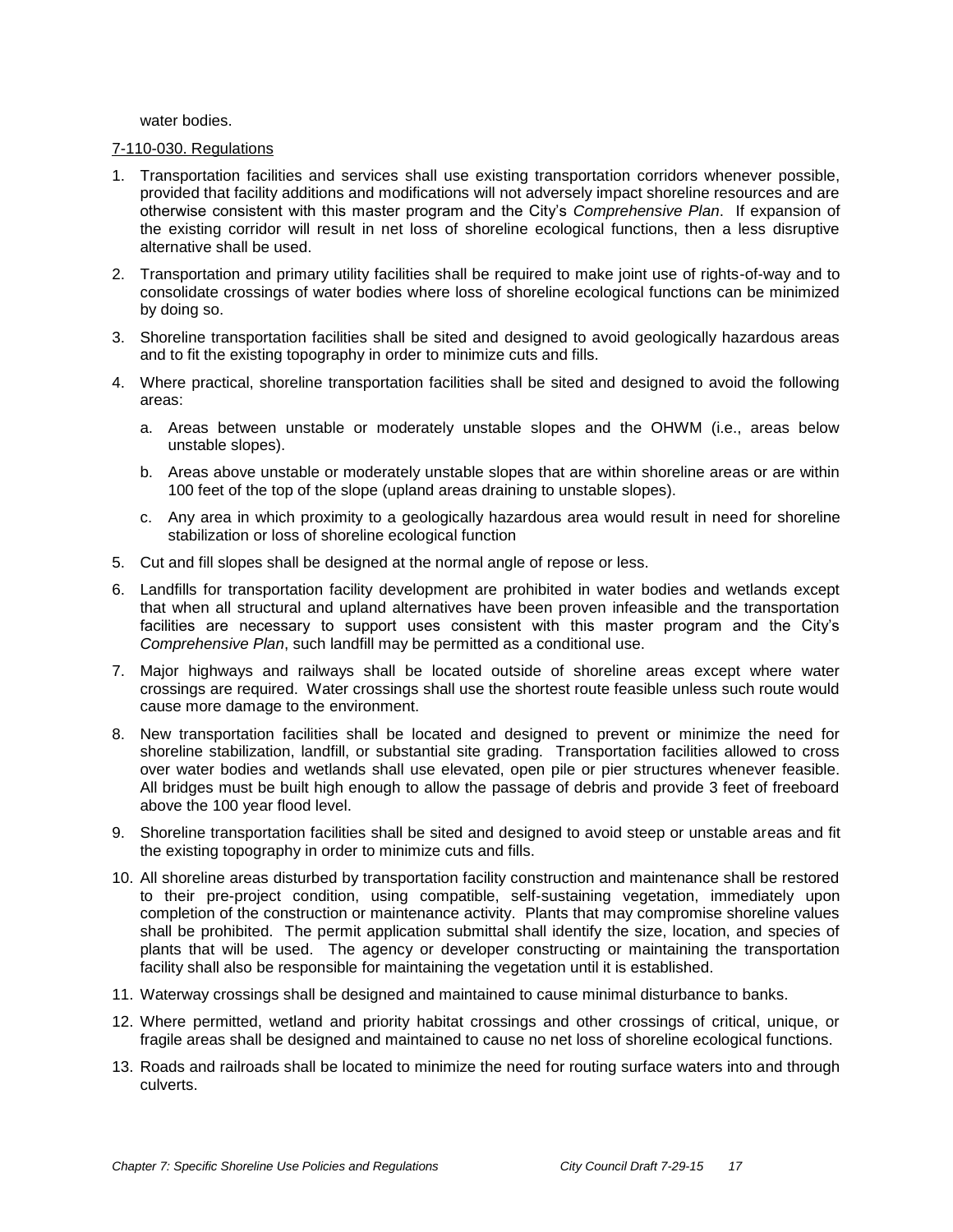water bodies.

7-110-030. Regulations

1. Transportation facilities and services shall use existing transportation corridors whenever possible, provided that facility additions and modifications will not adversely impact shoreline resources and are otherwise consistent with this master program and the City's *Comprehensive Plan*. If expansion of the existing corridor will result in net loss of shoreline ecological functions, then a less disruptive alternative shall be used.
2. Transportation and primary utility facilities shall be required to make joint use of rights-of-way and to consolidate crossings of water bodies where loss of shoreline ecological functions can be minimized by doing so.
3. Shoreline transportation facilities shall be sited and designed to avoid geologically hazardous areas and to fit the existing topography in order to minimize cuts and fills.
4. Where practical, shoreline transportation facilities shall be sited and designed to avoid the following areas:
   a. Areas between unstable or moderately unstable slopes and the OHWM (i.e., areas below unstable slopes).
   b. Areas above unstable or moderately unstable slopes that are within shoreline areas or are within 100 feet of the top of the slope (upland areas draining to unstable slopes).
   c. Any area in which proximity to a geologically hazardous area would result in need for shoreline stabilization or loss of shoreline ecological function
5. Cut and fill slopes shall be designed at the normal angle of repose or less.
6. Landfills for transportation facility development are prohibited in water bodies and wetlands except that when all structural and upland alternatives have been proven infeasible and the transportation facilities are necessary to support uses consistent with this master program and the City's *Comprehensive Plan*, such landfill may be permitted as a conditional use.
7. Major highways and railways shall be located outside of shoreline areas except where water crossings are required. Water crossings shall use the shortest route feasible unless such route would cause more damage to the environment.
8. New transportation facilities shall be located and designed to prevent or minimize the need for shoreline stabilization, landfill, or substantial site grading. Transportation facilities allowed to cross over water bodies and wetlands shall use elevated, open pile or pier structures whenever feasible. All bridges must be built high enough to allow the passage of debris and provide 3 feet of freeboard above the 100 year flood level.
9. Shoreline transportation facilities shall be sited and designed to avoid steep or unstable areas and fit the existing topography in order to minimize cuts and fills.
10. All shoreline areas disturbed by transportation facility construction and maintenance shall be restored to their pre-project condition, using compatible, self-sustaining vegetation, immediately upon completion of the construction or maintenance activity. Plants that may compromise shoreline values shall be prohibited. The permit application submittal shall identify the size, location, and species of plants that will be used. The agency or developer constructing or maintaining the transportation facility shall also be responsible for maintaining the vegetation until it is established.
11. Waterway crossings shall be designed and maintained to cause minimal disturbance to banks.
12. Where permitted, wetland and priority habitat crossings and other crossings of critical, unique, or fragile areas shall be designed and maintained to cause no net loss of shoreline ecological functions.
13. Roads and railroads shall be located to minimize the need for routing surface waters into and through culverts.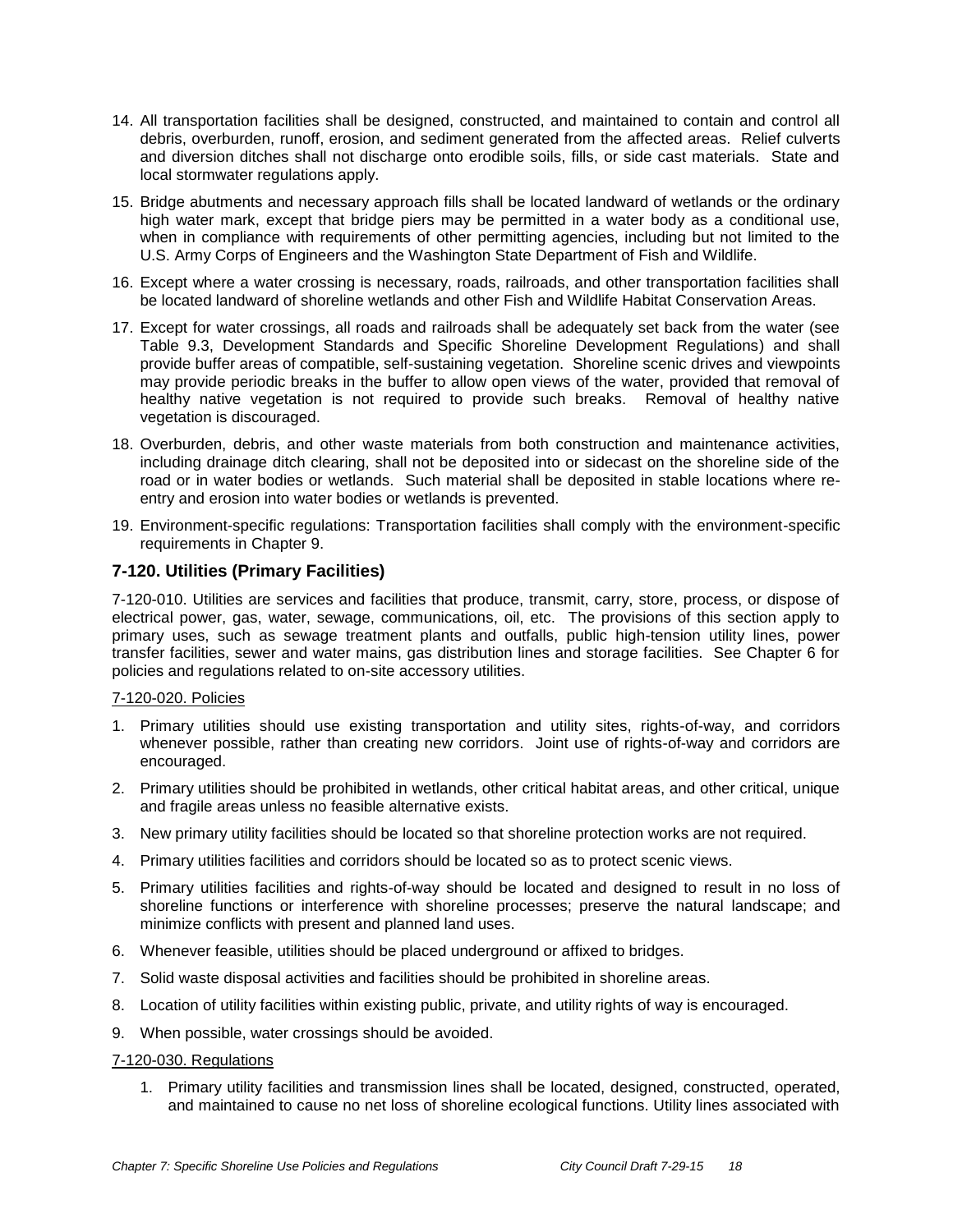14. All transportation facilities shall be designed, constructed, and maintained to contain and control all debris, overburden, runoff, erosion, and sediment generated from the affected areas. Relief culverts and diversion ditches shall not discharge onto erodible soils, fills, or side cast materials. State and local stormwater regulations apply.

15. Bridge abutments and necessary approach fills shall be located landward of wetlands or the ordinary high water mark, except that bridge piers may be permitted in a water body as a conditional use, when in compliance with requirements of other permitting agencies, including but not limited to the U.S. Army Corps of Engineers and the Washington State Department of Fish and Wildlife.

16. Except where a water crossing is necessary, roads, railroads, and other transportation facilities shall be located landward of shoreline wetlands and other Fish and Wildlife Habitat Conservation Areas.

17. Except for water crossings, all roads and railroads shall be adequately set back from the water (see Table 9.3, Development Standards and Specific Shoreline Development Regulations) and shall provide buffer areas of compatible, self-sustaining vegetation. Shoreline scenic drives and viewpoints may provide periodic breaks in the buffer to allow open views of the water, provided that removal of healthy native vegetation is not required to provide such breaks. Removal of healthy native vegetation is discouraged.

18. Overburden, debris, and other waste materials from both construction and maintenance activities, including drainage ditch clearing, shall not be deposited into or sidecast on the shoreline side of the road or in water bodies or wetlands. Such material shall be deposited in stable locations where re-entry and erosion into water bodies or wetlands is prevented.

19. Environment-specific regulations: Transportation facilities shall comply with the environment-specific requirements in Chapter 9.

## 7-120. Utilities (Primary Facilities)

7-120-010. Utilities are services and facilities that produce, transmit, carry, store, process, or dispose of electrical power, gas, water, sewage, communications, oil, etc. The provisions of this section apply to primary uses, such as sewage treatment plants and outfalls, public high-tension utility lines, power transfer facilities, sewer and water mains, gas distribution lines and storage facilities. See Chapter 6 for policies and regulations related to on-site accessory utilities.

7-120-020. Policies

1. Primary utilities should use existing transportation and utility sites, rights-of-way, and corridors whenever possible, rather than creating new corridors. Joint use of rights-of-way and corridors are encouraged.

2. Primary utilities should be prohibited in wetlands, other critical habitat areas, and other critical, unique and fragile areas unless no feasible alternative exists.

3. New primary utility facilities should be located so that shoreline protection works are not required.

4. Primary utilities facilities and corridors should be located so as to protect scenic views.

5. Primary utilities facilities and rights-of-way should be located and designed to result in no loss of shoreline functions or interference with shoreline processes; preserve the natural landscape; and minimize conflicts with present and planned land uses.

6. Whenever feasible, utilities should be placed underground or affixed to bridges.

7. Solid waste disposal activities and facilities should be prohibited in shoreline areas.

8. Location of utility facilities within existing public, private, and utility rights of way is encouraged.

9. When possible, water crossings should be avoided.

7-120-030. Regulations

1. Primary utility facilities and transmission lines shall be located, designed, constructed, operated, and maintained to cause no net loss of shoreline ecological functions. Utility lines associated with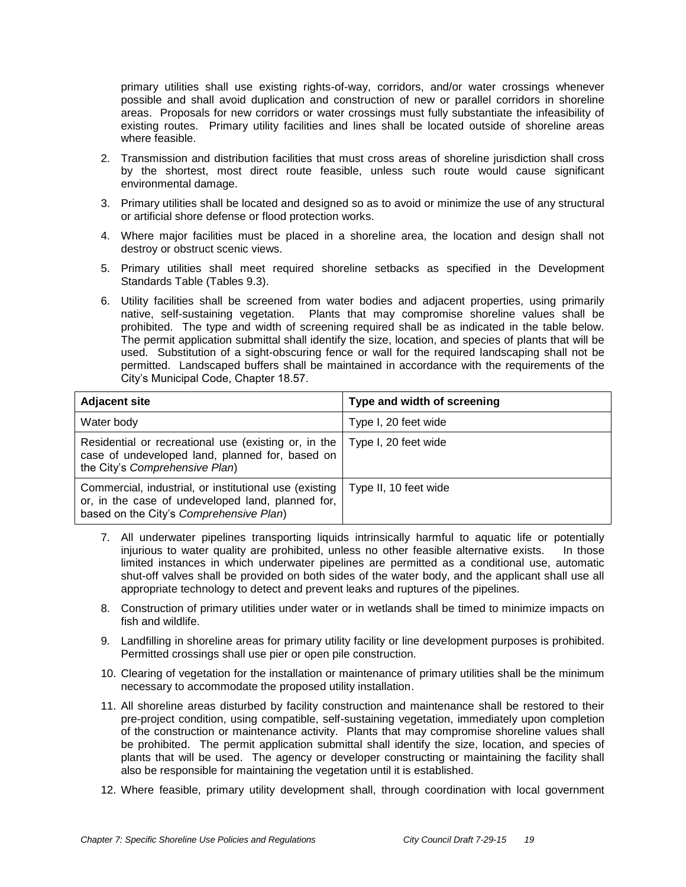primary utilities shall use existing rights-of-way, corridors, and/or water crossings whenever possible and shall avoid duplication and construction of new or parallel corridors in shoreline areas. Proposals for new corridors or water crossings must fully substantiate the infeasibility of existing routes. Primary utility facilities and lines shall be located outside of shoreline areas where feasible.

2. Transmission and distribution facilities that must cross areas of shoreline jurisdiction shall cross by the shortest, most direct route feasible, unless such route would cause significant environmental damage.

3. Primary utilities shall be located and designed so as to avoid or minimize the use of any structural or artificial shore defense or flood protection works.

4. Where major facilities must be placed in a shoreline area, the location and design shall not destroy or obstruct scenic views.

5. Primary utilities shall meet required shoreline setbacks as specified in the Development Standards Table (Tables 9.3).

6. Utility facilities shall be screened from water bodies and adjacent properties, using primarily native, self-sustaining vegetation. Plants that may compromise shoreline values shall be prohibited. The type and width of screening required shall be as indicated in the table below. The permit application submittal shall identify the size, location, and species of plants that will be used. Substitution of a sight-obscuring fence or wall for the required landscaping shall not be permitted. Landscaped buffers shall be maintained in accordance with the requirements of the City's Municipal Code, Chapter 18.57.

| **Adjacent site** | **Type and width of screening** |
|---|---|
| Water body | Type I, 20 feet wide |
| Residential or recreational use (existing or, in the case of undeveloped land, planned for, based on the City's *Comprehensive Plan*) | Type I, 20 feet wide |
| Commercial, industrial, or institutional use (existing or, in the case of undeveloped land, planned for, based on the City's *Comprehensive Plan*) | Type II, 10 feet wide |

7. All underwater pipelines transporting liquids intrinsically harmful to aquatic life or potentially injurious to water quality are prohibited, unless no other feasible alternative exists. In those limited instances in which underwater pipelines are permitted as a conditional use, automatic shut-off valves shall be provided on both sides of the water body, and the applicant shall use all appropriate technology to detect and prevent leaks and ruptures of the pipelines.

8. Construction of primary utilities under water or in wetlands shall be timed to minimize impacts on fish and wildlife.

9. Landfilling in shoreline areas for primary utility facility or line development purposes is prohibited. Permitted crossings shall use pier or open pile construction.

10. Clearing of vegetation for the installation or maintenance of primary utilities shall be the minimum necessary to accommodate the proposed utility installation.

11. All shoreline areas disturbed by facility construction and maintenance shall be restored to their pre-project condition, using compatible, self-sustaining vegetation, immediately upon completion of the construction or maintenance activity. Plants that may compromise shoreline values shall be prohibited. The permit application submittal shall identify the size, location, and species of plants that will be used. The agency or developer constructing or maintaining the facility shall also be responsible for maintaining the vegetation until it is established.

12. Where feasible, primary utility development shall, through coordination with local government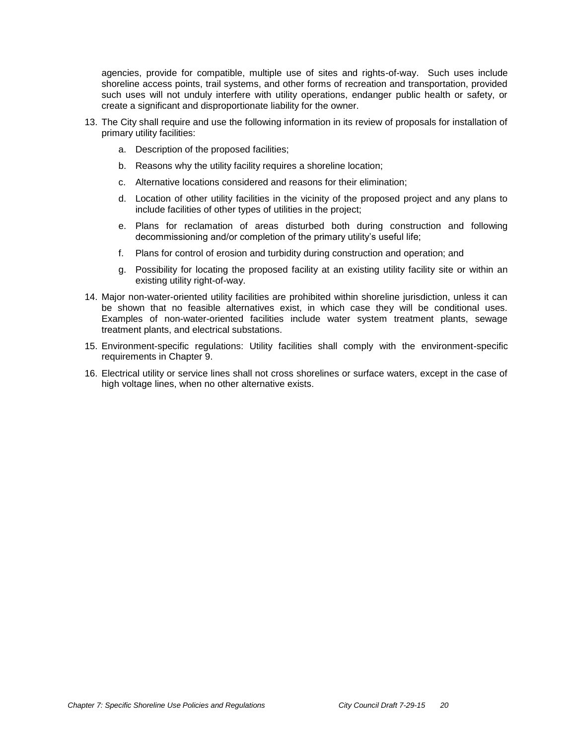agencies, provide for compatible, multiple use of sites and rights-of-way. Such uses include shoreline access points, trail systems, and other forms of recreation and transportation, provided such uses will not unduly interfere with utility operations, endanger public health or safety, or create a significant and disproportionate liability for the owner.

13. The City shall require and use the following information in its review of proposals for installation of primary utility facilities:

    a. Description of the proposed facilities;

    b. Reasons why the utility facility requires a shoreline location;

    c. Alternative locations considered and reasons for their elimination;

    d. Location of other utility facilities in the vicinity of the proposed project and any plans to include facilities of other types of utilities in the project;

    e. Plans for reclamation of areas disturbed both during construction and following decommissioning and/or completion of the primary utility's useful life;

    f. Plans for control of erosion and turbidity during construction and operation; and

    g. Possibility for locating the proposed facility at an existing utility facility site or within an existing utility right-of-way.

14. Major non-water-oriented utility facilities are prohibited within shoreline jurisdiction, unless it can be shown that no feasible alternatives exist, in which case they will be conditional uses. Examples of non-water-oriented facilities include water system treatment plants, sewage treatment plants, and electrical substations.

15. Environment-specific regulations: Utility facilities shall comply with the environment-specific requirements in Chapter 9.

16. Electrical utility or service lines shall not cross shorelines or surface waters, except in the case of high voltage lines, when no other alternative exists.